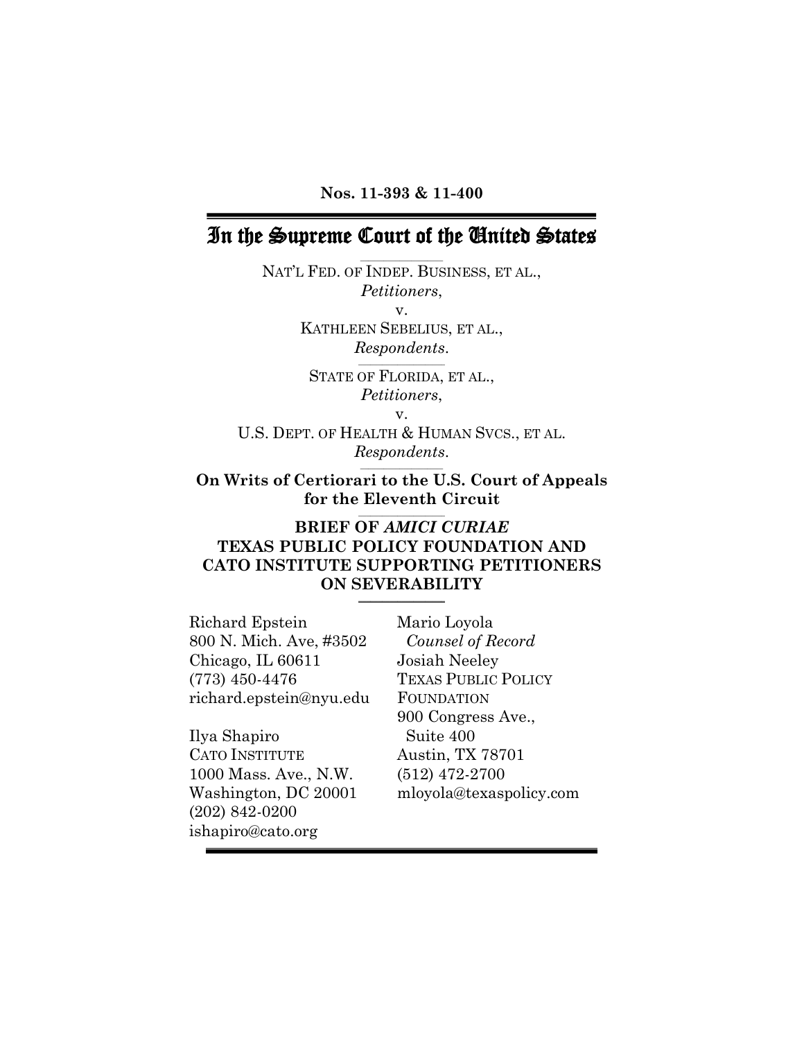**Nos. 11-393 & 11-400**

# In the Supreme Court of the United States

NAT'L FED. OF INDEP. BUSINESS, ET AL.,
*Petitioners*,
v.
KATHLEEN SEBELIUS, ET AL.,
*Respondents*.

STATE OF FLORIDA, ET AL.,
*Petitioners*,
v.
U.S. DEPT. OF HEALTH & HUMAN SVCS., ET AL.
*Respondents*.

**On Writs of Certiorari to the U.S. Court of Appeals for the Eleventh Circuit**

**BRIEF OF *AMICI CURIAE* TEXAS PUBLIC POLICY FOUNDATION AND CATO INSTITUTE SUPPORTING PETITIONERS ON SEVERABILITY**

Richard Epstein
800 N. Mich. Ave, #3502
Chicago, IL 60611
(773) 450-4476
richard.epstein@nyu.edu

Ilya Shapiro
CATO INSTITUTE
1000 Mass. Ave., N.W.
Washington, DC 20001
(202) 842-0200
ishapiro@cato.org

Mario Loyola
*Counsel of Record*
Josiah Neeley
TEXAS PUBLIC POLICY FOUNDATION
900 Congress Ave., Suite 400
Austin, TX 78701
(512) 472-2700
mloyola@texaspolicy.com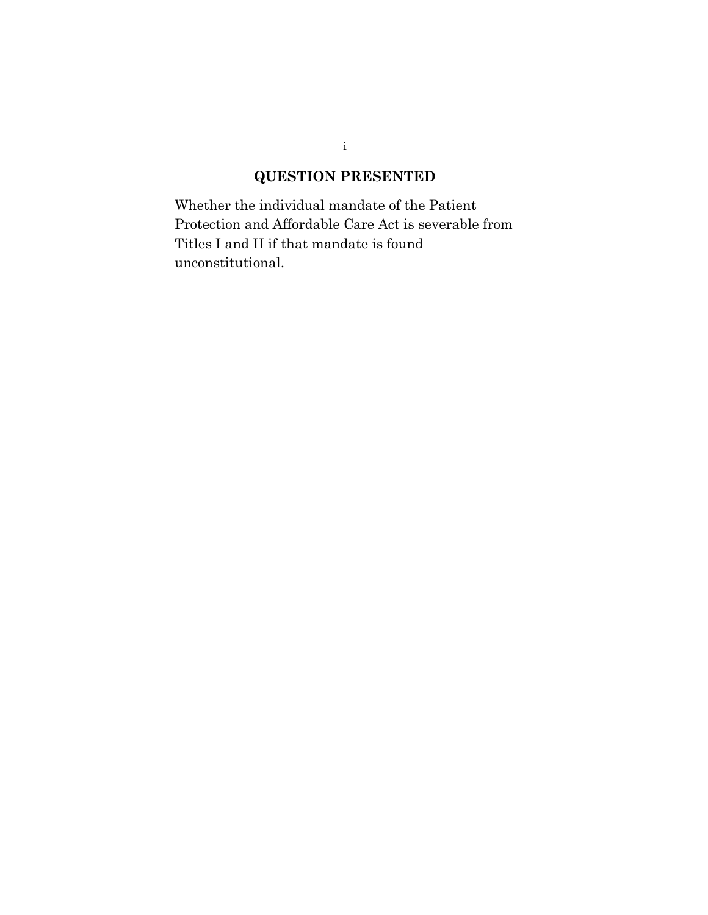## QUESTION PRESENTED

Whether the individual mandate of the Patient Protection and Affordable Care Act is severable from Titles I and II if that mandate is found unconstitutional.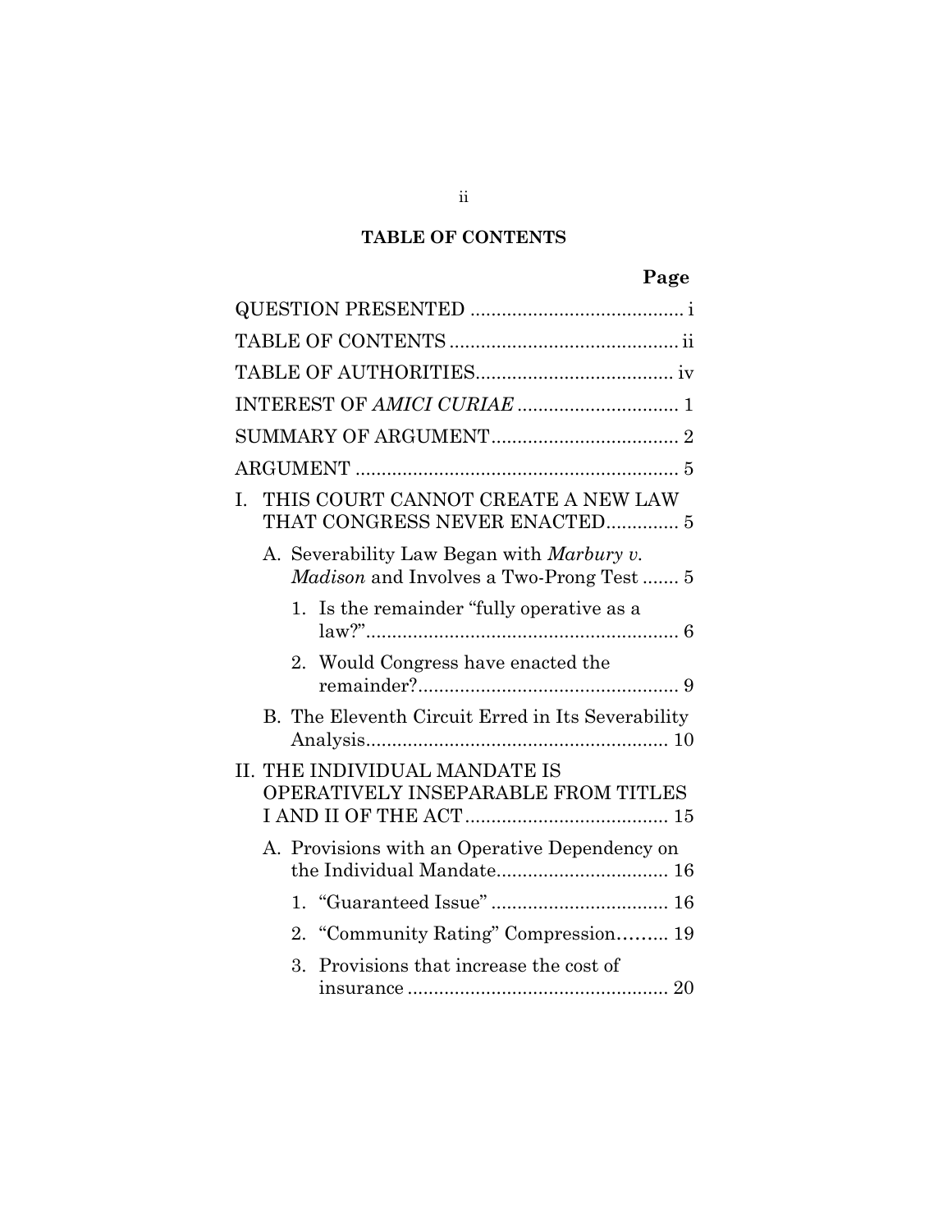**TABLE OF CONTENTS**

| | Page |
|---|---|
| QUESTION PRESENTED | i |
| TABLE OF CONTENTS | ii |
| TABLE OF AUTHORITIES | iv |
| INTEREST OF *AMICI CURIAE* | 1 |
| SUMMARY OF ARGUMENT | 2 |
| ARGUMENT | 5 |
| I. THIS COURT CANNOT CREATE A NEW LAW THAT CONGRESS NEVER ENACTED | 5 |
| A. Severability Law Began with *Marbury v. Madison* and Involves a Two-Prong Test | 5 |
| 1. Is the remainder "fully operative as a law?" | 6 |
| 2. Would Congress have enacted the remainder? | 9 |
| B. The Eleventh Circuit Erred in Its Severability Analysis | 10 |
| II. THE INDIVIDUAL MANDATE IS OPERATIVELY INSEPARABLE FROM TITLES I AND II OF THE ACT | 15 |
| A. Provisions with an Operative Dependency on the Individual Mandate | 16 |
| 1. "Guaranteed Issue" | 16 |
| 2. "Community Rating" Compression | 19 |
| 3. Provisions that increase the cost of insurance | 20 |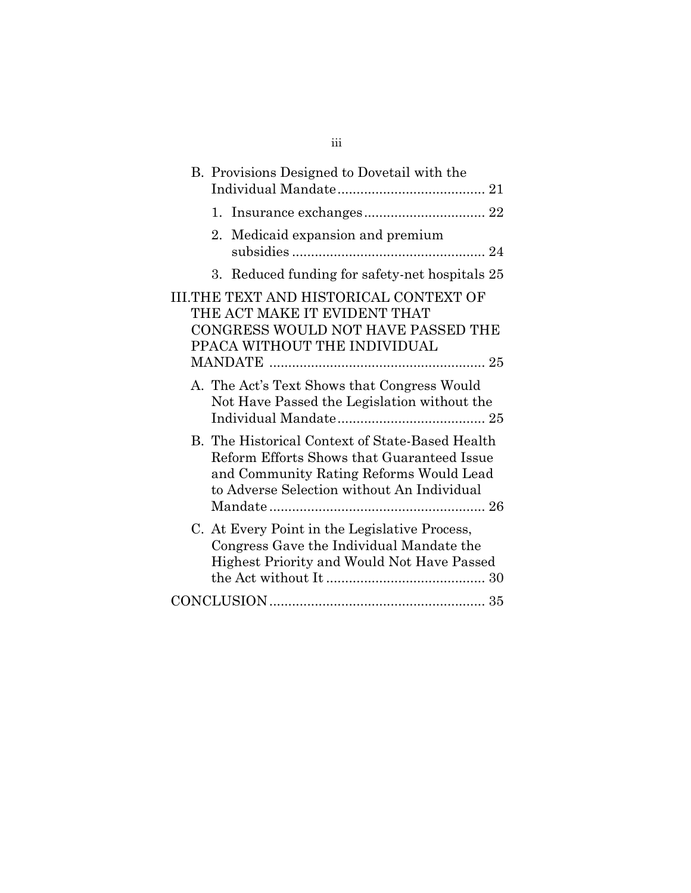B. Provisions Designed to Dovetail with the Individual Mandate ....................................... 21

1. Insurance exchanges ................................ 22

2. Medicaid expansion and premium subsidies ................................................... 24

3. Reduced funding for safety-net hospitals 25

III. THE TEXT AND HISTORICAL CONTEXT OF THE ACT MAKE IT EVIDENT THAT CONGRESS WOULD NOT HAVE PASSED THE PPACA WITHOUT THE INDIVIDUAL MANDATE ......................................................... 25

A. The Act's Text Shows that Congress Would Not Have Passed the Legislation without the Individual Mandate ....................................... 25

B. The Historical Context of State-Based Health Reform Efforts Shows that Guaranteed Issue and Community Rating Reforms Would Lead to Adverse Selection without An Individual Mandate ......................................................... 26

C. At Every Point in the Legislative Process, Congress Gave the Individual Mandate the Highest Priority and Would Not Have Passed the Act without It .......................................... 30

CONCLUSION ......................................................... 35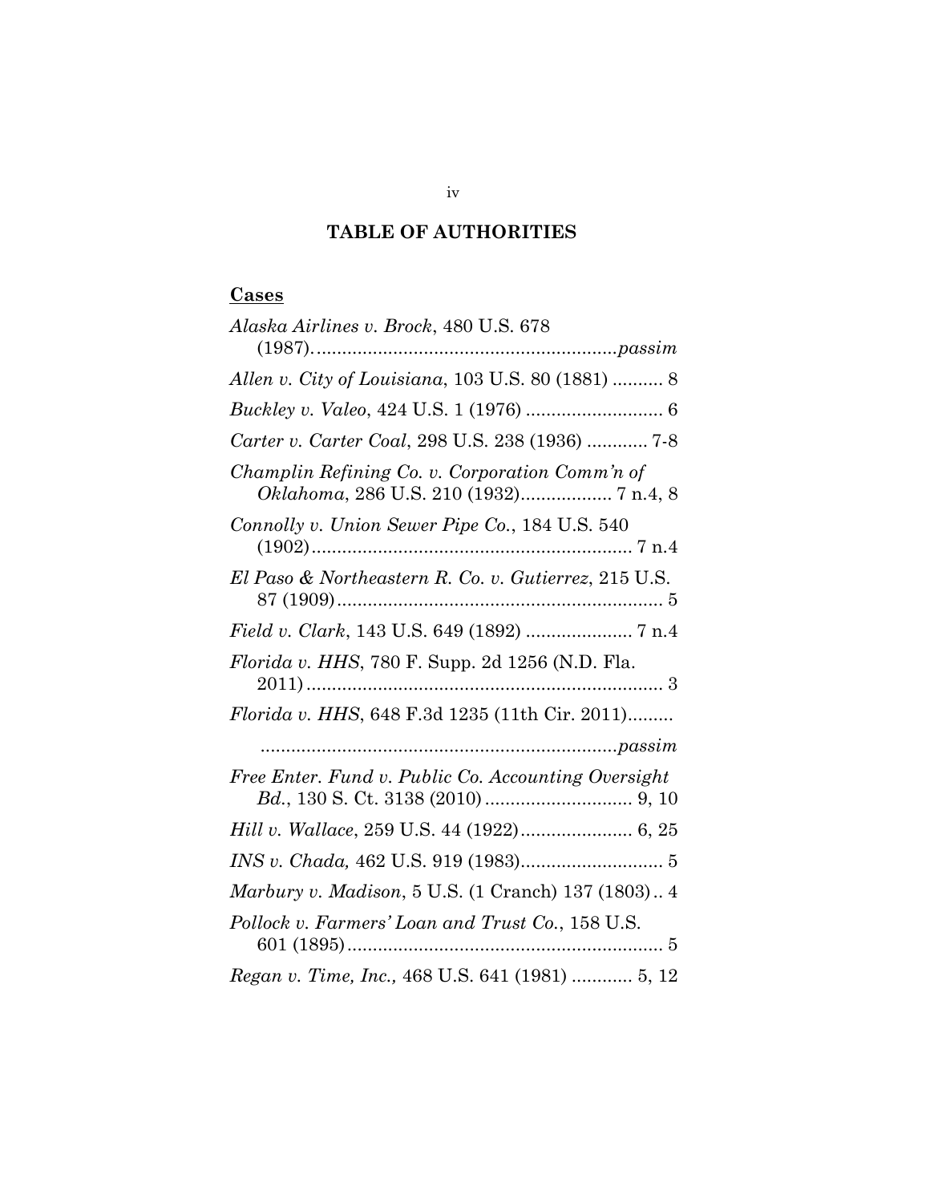# TABLE OF AUTHORITIES

## Cases

*Alaska Airlines v. Brock*, 480 U.S. 678 (1987)........................................................*passim*

*Allen v. City of Louisiana*, 103 U.S. 80 (1881) .......... 8

*Buckley v. Valeo*, 424 U.S. 1 (1976) ........................... 6

*Carter v. Carter Coal*, 298 U.S. 238 (1936) ............ 7-8

*Champlin Refining Co. v. Corporation Comm'n of Oklahoma*, 286 U.S. 210 (1932).................. 7 n.4, 8

*Connolly v. Union Sewer Pipe Co.*, 184 U.S. 540 (1902)............................................................... 7 n.4

*El Paso & Northeastern R. Co. v. Gutierrez*, 215 U.S. 87 (1909)................................................................ 5

*Field v. Clark*, 143 U.S. 649 (1892) ..................... 7 n.4

*Florida v. HHS*, 780 F. Supp. 2d 1256 (N.D. Fla. 2011)...................................................................... 3

*Florida v. HHS*, 648 F.3d 1235 (11th Cir. 2011)......... ......................................................................*passim*

*Free Enter. Fund v. Public Co. Accounting Oversight Bd.*, 130 S. Ct. 3138 (2010)............................. 9, 10

*Hill v. Wallace*, 259 U.S. 44 (1922)...................... 6, 25

*INS v. Chada,* 462 U.S. 919 (1983)............................ 5

*Marbury v. Madison*, 5 U.S. (1 Cranch) 137 (1803).. 4

*Pollock v. Farmers' Loan and Trust Co.*, 158 U.S. 601 (1895).............................................................. 5

*Regan v. Time, Inc.,* 468 U.S. 641 (1981) ............ 5, 12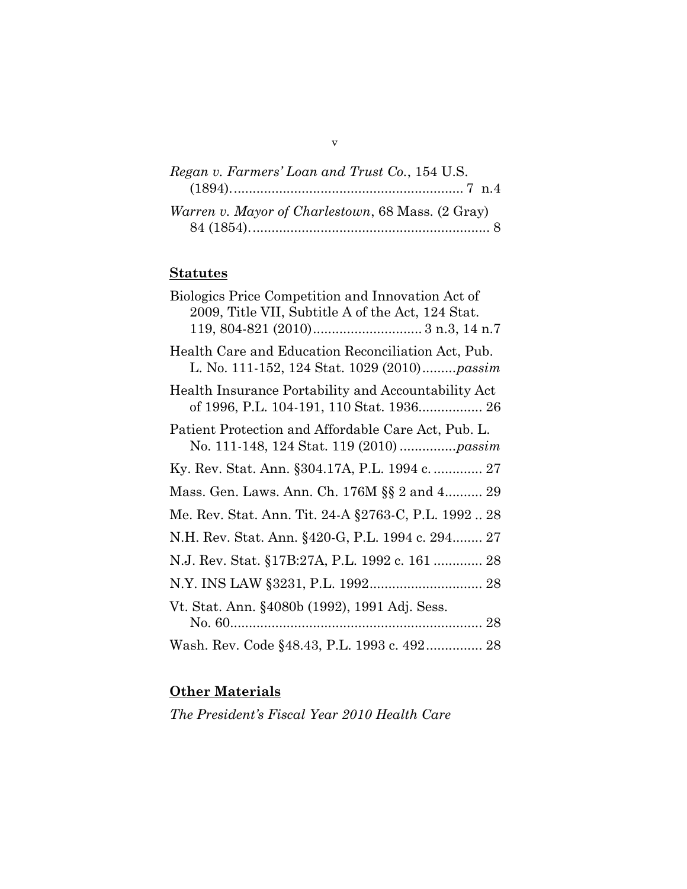*Regan v. Farmers' Loan and Trust Co.*, 154 U.S. (1894)............................................................. 7 n.4

*Warren v. Mayor of Charlestown*, 68 Mass. (2 Gray) 84 (1854)................................................................ 8

## **Statutes**

Biologics Price Competition and Innovation Act of 2009, Title VII, Subtitle A of the Act, 124 Stat. 119, 804-821 (2010)............................ 3 n.3, 14 n.7

Health Care and Education Reconciliation Act, Pub. L. No. 111-152, 124 Stat. 1029 (2010).........*passim*

Health Insurance Portability and Accountability Act of 1996, P.L. 104-191, 110 Stat. 1936................. 26

Patient Protection and Affordable Care Act, Pub. L. No. 111-148, 124 Stat. 119 (2010) ...............*passim*

Ky. Rev. Stat. Ann. §304.17A, P.L. 1994 c. ............. 27

Mass. Gen. Laws. Ann. Ch. 176M §§ 2 and 4.......... 29

Me. Rev. Stat. Ann. Tit. 24-A §2763-C, P.L. 1992 .. 28

N.H. Rev. Stat. Ann. §420-G, P.L. 1994 c. 294........ 27

N.J. Rev. Stat. §17B:27A, P.L. 1992 c. 161 ............. 28

N.Y. INS LAW §3231, P.L. 1992.............................. 28

Vt. Stat. Ann. §4080b (1992), 1991 Adj. Sess. No. 60................................................................... 28

Wash. Rev. Code §48.43, P.L. 1993 c. 492............... 28

## **Other Materials**

*The President's Fiscal Year 2010 Health Care*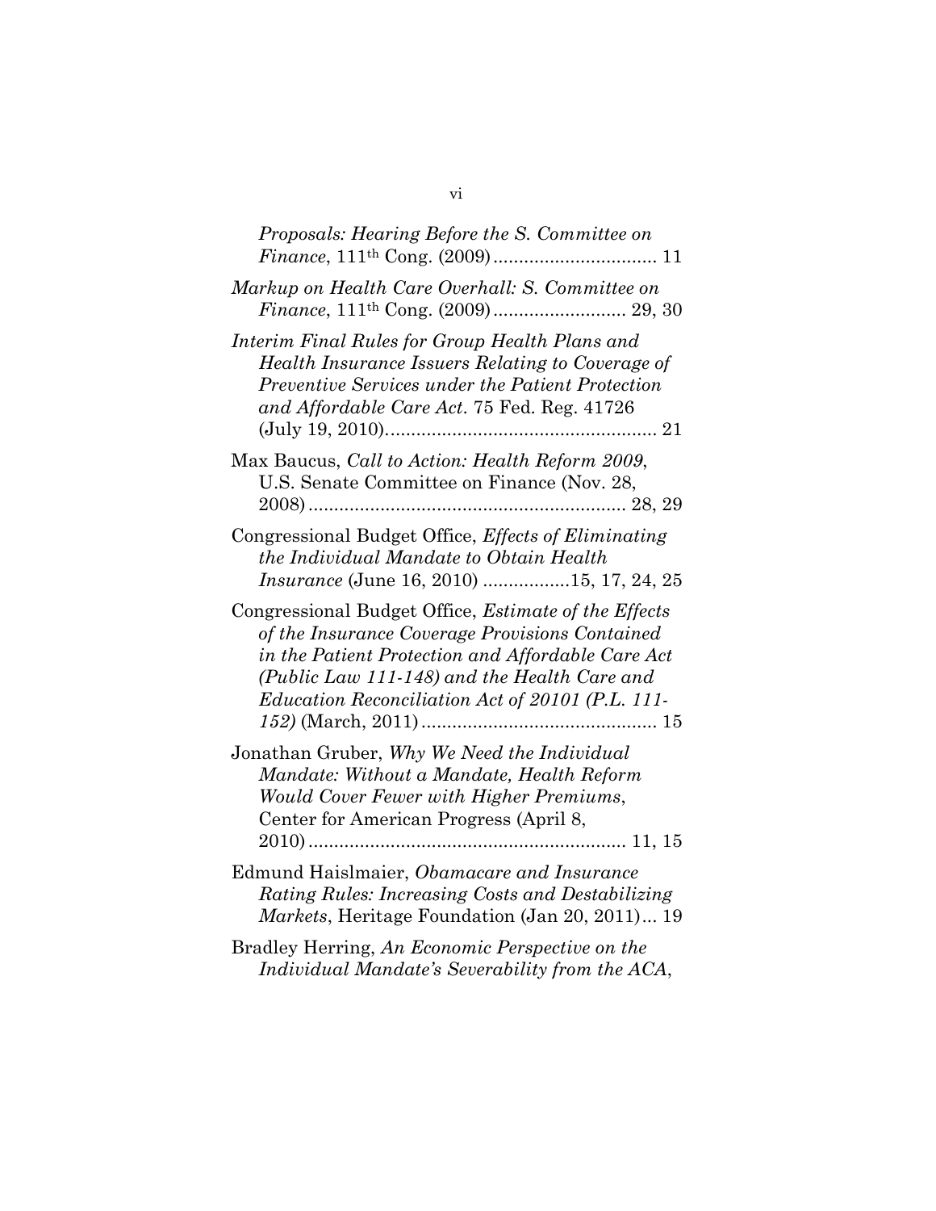*Proposals: Hearing Before the S. Committee on Finance*, 111th Cong. (2009)................................ 11

*Markup on Health Care Overhall: S. Committee on Finance*, 111th Cong. (2009).......................... 29, 30

*Interim Final Rules for Group Health Plans and Health Insurance Issuers Relating to Coverage of Preventive Services under the Patient Protection and Affordable Care Act*. 75 Fed. Reg. 41726 (July 19, 2010)..................................................... 21

Max Baucus, *Call to Action: Health Reform 2009*, U.S. Senate Committee on Finance (Nov. 28, 2008).............................................................. 28, 29

Congressional Budget Office, *Effects of Eliminating the Individual Mandate to Obtain Health Insurance* (June 16, 2010) .................15, 17, 24, 25

Congressional Budget Office, *Estimate of the Effects of the Insurance Coverage Provisions Contained in the Patient Protection and Affordable Care Act (Public Law 111-148) and the Health Care and Education Reconciliation Act of 20101 (P.L. 111-152)* (March, 2011).............................................. 15

Jonathan Gruber, *Why We Need the Individual Mandate: Without a Mandate, Health Reform Would Cover Fewer with Higher Premiums*, Center for American Progress (April 8, 2010).............................................................. 11, 15

Edmund Haislmaier, *Obamacare and Insurance Rating Rules: Increasing Costs and Destabilizing Markets*, Heritage Foundation (Jan 20, 2011)... 19

Bradley Herring, *An Economic Perspective on the Individual Mandate's Severability from the ACA*,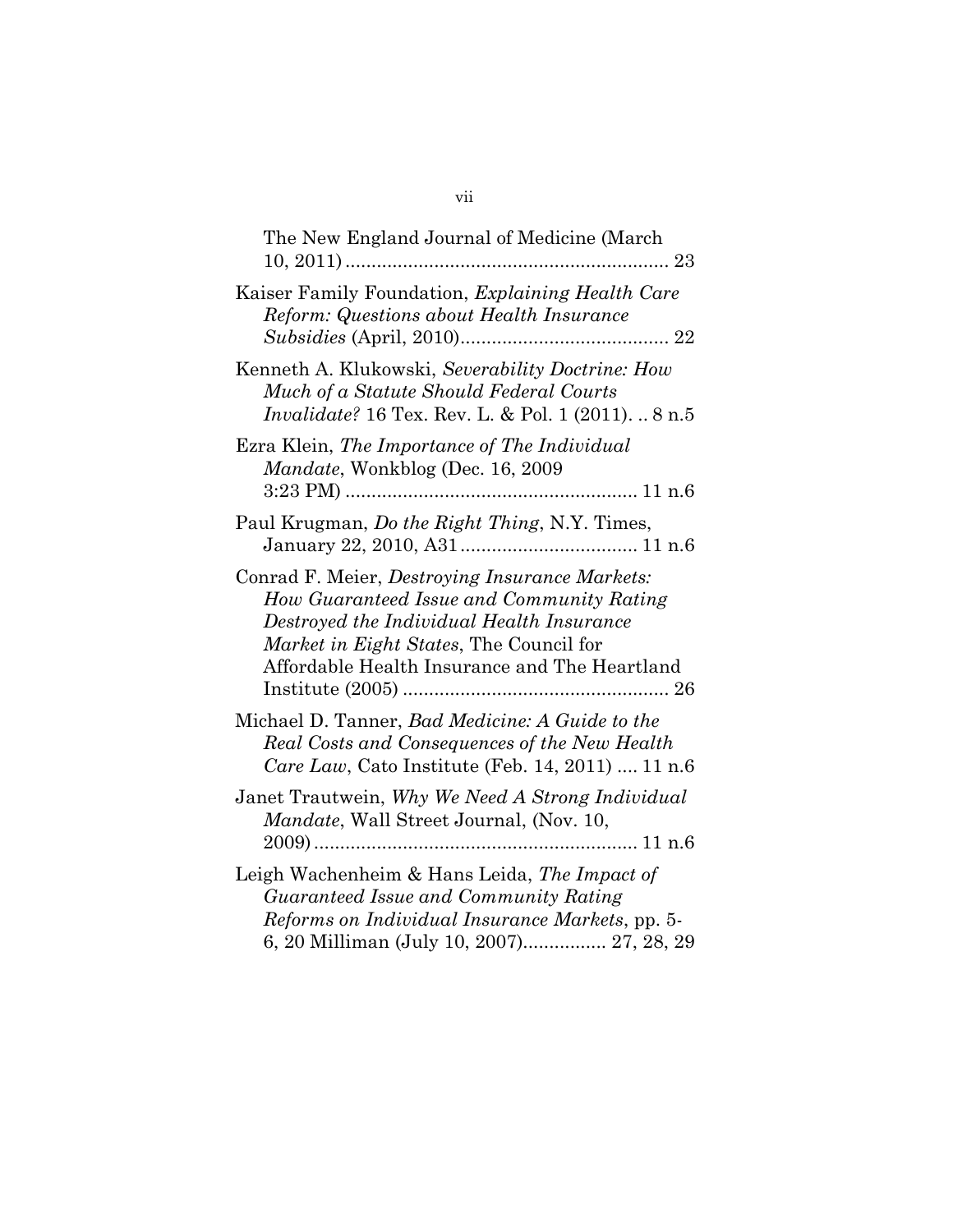The New England Journal of Medicine (March 10, 2011) ............................................................. 23

Kaiser Family Foundation, *Explaining Health Care Reform: Questions about Health Insurance Subsidies* (April, 2010)....................................... 22

Kenneth A. Klukowski, *Severability Doctrine: How Much of a Statute Should Federal Courts Invalidate?* 16 Tex. Rev. L. & Pol. 1 (2011). .. 8 n.5

Ezra Klein, *The Importance of The Individual Mandate*, Wonkblog (Dec. 16, 2009 3:23 PM) ....................................................... 11 n.6

Paul Krugman, *Do the Right Thing*, N.Y. Times, January 22, 2010, A31 ................................. 11 n.6

Conrad F. Meier, *Destroying Insurance Markets: How Guaranteed Issue and Community Rating Destroyed the Individual Health Insurance Market in Eight States*, The Council for Affordable Health Insurance and The Heartland Institute (2005) ................................................... 26

Michael D. Tanner, *Bad Medicine: A Guide to the Real Costs and Consequences of the New Health Care Law*, Cato Institute (Feb. 14, 2011) .... 11 n.6

Janet Trautwein, *Why We Need A Strong Individual Mandate*, Wall Street Journal, (Nov. 10, 2009) ............................................................. 11 n.6

Leigh Wachenheim & Hans Leida, *The Impact of Guaranteed Issue and Community Rating Reforms on Individual Insurance Markets*, pp. 5-6, 20 Milliman (July 10, 2007)................ 27, 28, 29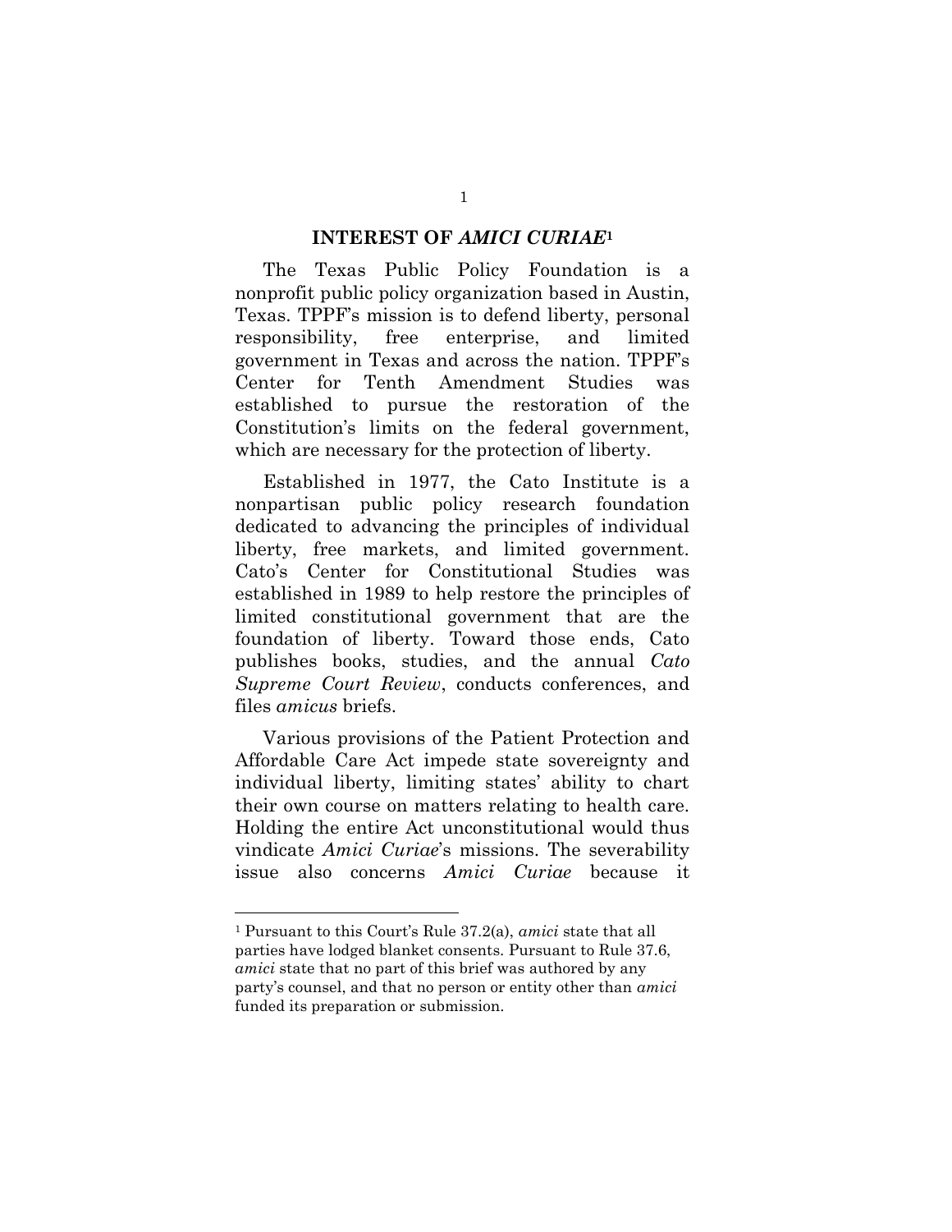## INTEREST OF *AMICI CURIAE*[1]

The Texas Public Policy Foundation is a nonprofit public policy organization based in Austin, Texas. TPPF's mission is to defend liberty, personal responsibility, free enterprise, and limited government in Texas and across the nation. TPPF's Center for Tenth Amendment Studies was established to pursue the restoration of the Constitution's limits on the federal government, which are necessary for the protection of liberty.

Established in 1977, the Cato Institute is a nonpartisan public policy research foundation dedicated to advancing the principles of individual liberty, free markets, and limited government. Cato's Center for Constitutional Studies was established in 1989 to help restore the principles of limited constitutional government that are the foundation of liberty. Toward those ends, Cato publishes books, studies, and the annual *Cato Supreme Court Review*, conducts conferences, and files *amicus* briefs.

Various provisions of the Patient Protection and Affordable Care Act impede state sovereignty and individual liberty, limiting states' ability to chart their own course on matters relating to health care. Holding the entire Act unconstitutional would thus vindicate *Amici Curiae*'s missions. The severability issue also concerns *Amici Curiae* because it

---

[1] Pursuant to this Court's Rule 37.2(a), *amici* state that all parties have lodged blanket consents. Pursuant to Rule 37.6, *amici* state that no part of this brief was authored by any party's counsel, and that no person or entity other than *amici* funded its preparation or submission.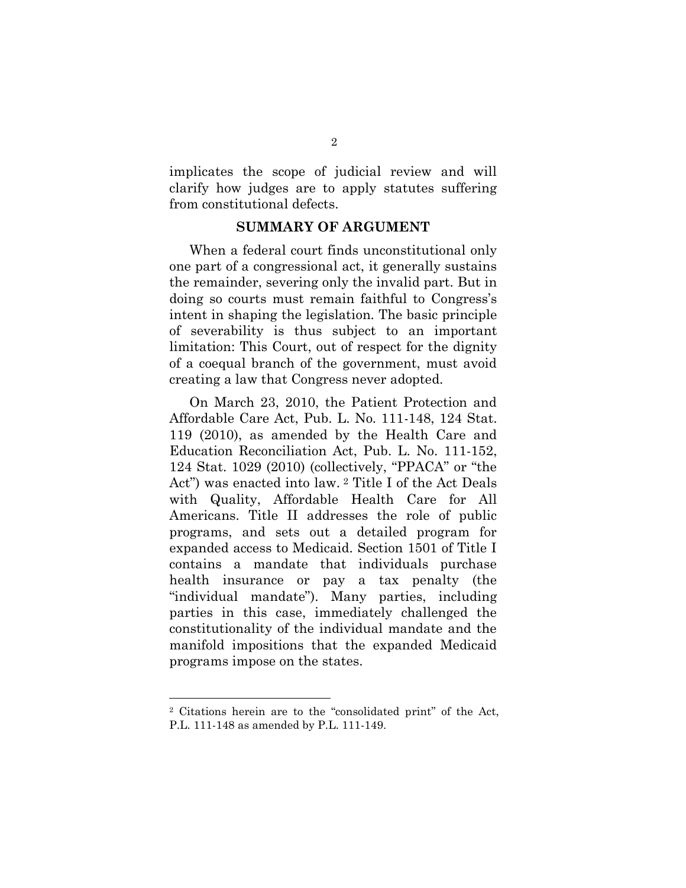implicates the scope of judicial review and will clarify how judges are to apply statutes suffering from constitutional defects.

## SUMMARY OF ARGUMENT

When a federal court finds unconstitutional only one part of a congressional act, it generally sustains the remainder, severing only the invalid part. But in doing so courts must remain faithful to Congress's intent in shaping the legislation. The basic principle of severability is thus subject to an important limitation: This Court, out of respect for the dignity of a coequal branch of the government, must avoid creating a law that Congress never adopted.

On March 23, 2010, the Patient Protection and Affordable Care Act, Pub. L. No. 111-148, 124 Stat. 119 (2010), as amended by the Health Care and Education Reconciliation Act, Pub. L. No. 111-152, 124 Stat. 1029 (2010) (collectively, "PPACA" or "the Act") was enacted into law. [2] Title I of the Act Deals with Quality, Affordable Health Care for All Americans. Title II addresses the role of public programs, and sets out a detailed program for expanded access to Medicaid. Section 1501 of Title I contains a mandate that individuals purchase health insurance or pay a tax penalty (the "individual mandate"). Many parties, including parties in this case, immediately challenged the constitutionality of the individual mandate and the manifold impositions that the expanded Medicaid programs impose on the states.

---

[2] Citations herein are to the "consolidated print" of the Act, P.L. 111-148 as amended by P.L. 111-149.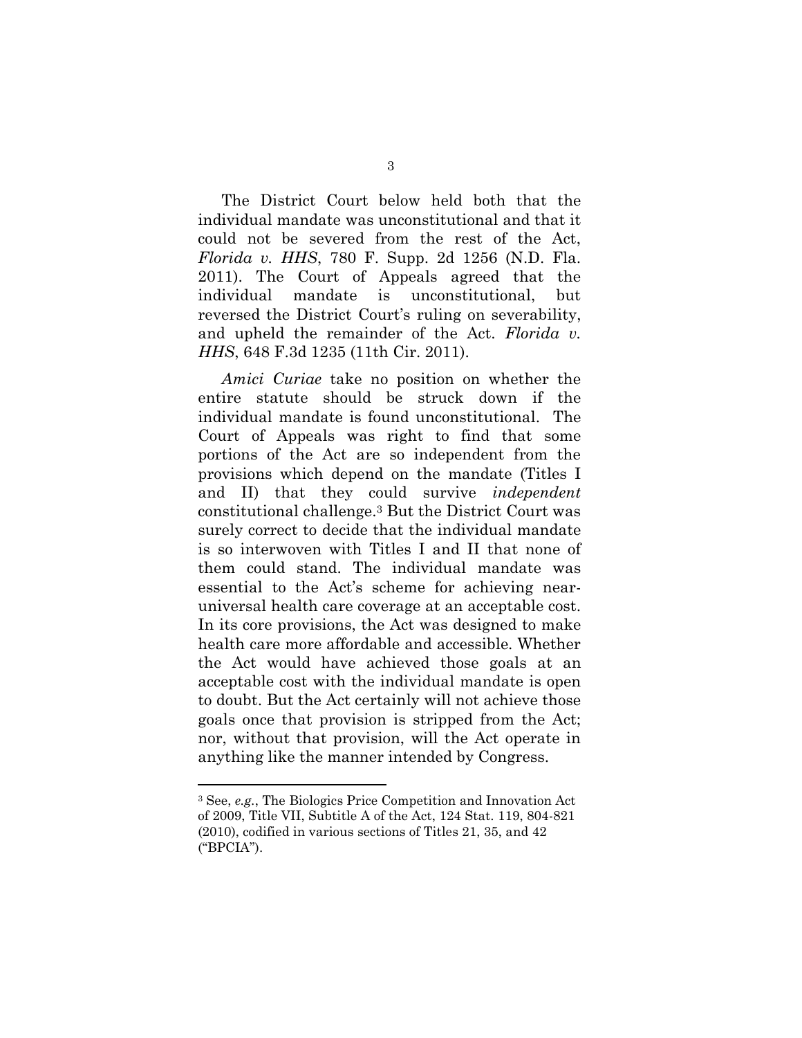The District Court below held both that the individual mandate was unconstitutional and that it could not be severed from the rest of the Act, *Florida v. HHS*, 780 F. Supp. 2d 1256 (N.D. Fla. 2011). The Court of Appeals agreed that the individual mandate is unconstitutional, but reversed the District Court's ruling on severability, and upheld the remainder of the Act. *Florida v. HHS*, 648 F.3d 1235 (11th Cir. 2011).

*Amici Curiae* take no position on whether the entire statute should be struck down if the individual mandate is found unconstitutional. The Court of Appeals was right to find that some portions of the Act are so independent from the provisions which depend on the mandate (Titles I and II) that they could survive *independent* constitutional challenge.[3] But the District Court was surely correct to decide that the individual mandate is so interwoven with Titles I and II that none of them could stand. The individual mandate was essential to the Act's scheme for achieving near-universal health care coverage at an acceptable cost. In its core provisions, the Act was designed to make health care more affordable and accessible. Whether the Act would have achieved those goals at an acceptable cost with the individual mandate is open to doubt. But the Act certainly will not achieve those goals once that provision is stripped from the Act; nor, without that provision, will the Act operate in anything like the manner intended by Congress.

---

[3] See, *e.g.*, The Biologics Price Competition and Innovation Act of 2009, Title VII, Subtitle A of the Act, 124 Stat. 119, 804-821 (2010), codified in various sections of Titles 21, 35, and 42 ("BPCIA").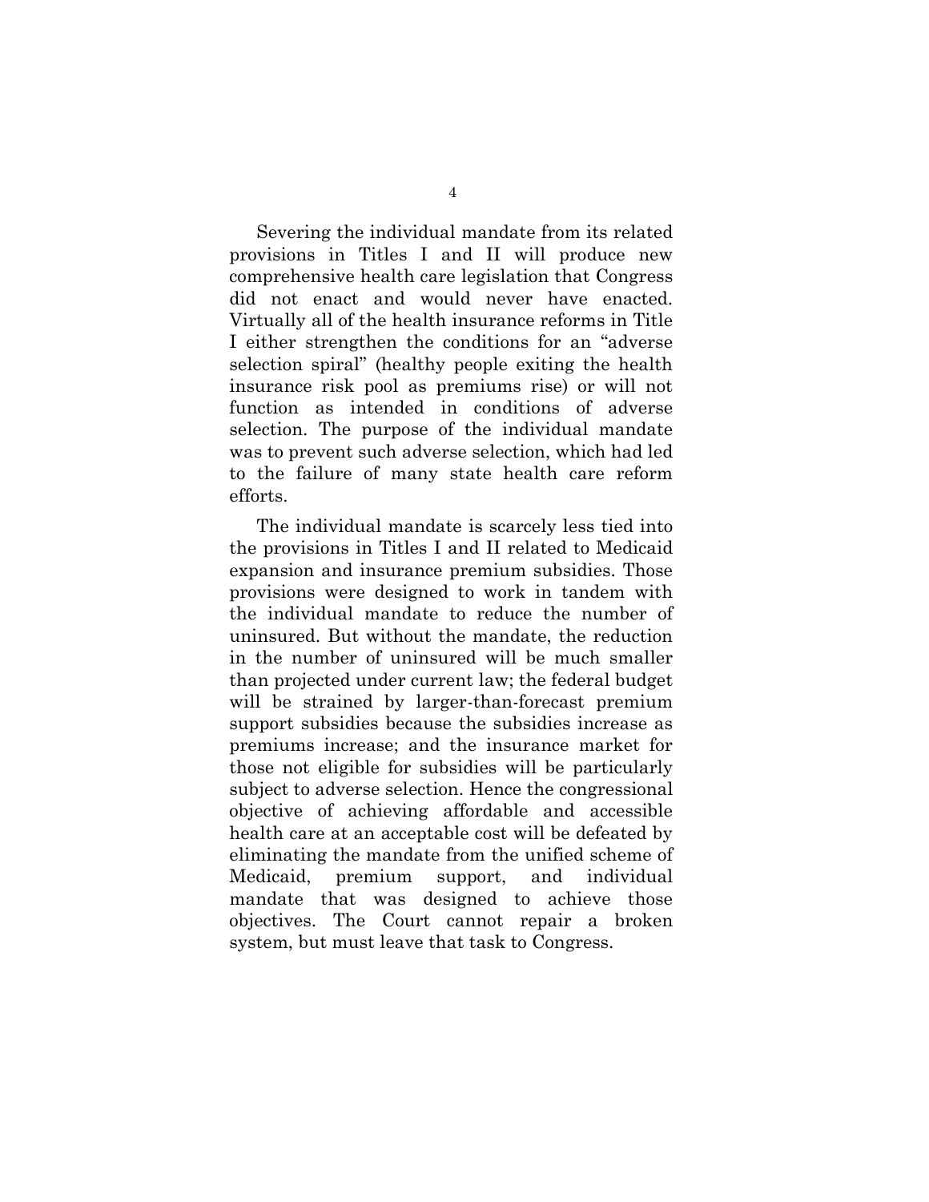Severing the individual mandate from its related provisions in Titles I and II will produce new comprehensive health care legislation that Congress did not enact and would never have enacted. Virtually all of the health insurance reforms in Title I either strengthen the conditions for an "adverse selection spiral" (healthy people exiting the health insurance risk pool as premiums rise) or will not function as intended in conditions of adverse selection. The purpose of the individual mandate was to prevent such adverse selection, which had led to the failure of many state health care reform efforts.

The individual mandate is scarcely less tied into the provisions in Titles I and II related to Medicaid expansion and insurance premium subsidies. Those provisions were designed to work in tandem with the individual mandate to reduce the number of uninsured. But without the mandate, the reduction in the number of uninsured will be much smaller than projected under current law; the federal budget will be strained by larger-than-forecast premium support subsidies because the subsidies increase as premiums increase; and the insurance market for those not eligible for subsidies will be particularly subject to adverse selection. Hence the congressional objective of achieving affordable and accessible health care at an acceptable cost will be defeated by eliminating the mandate from the unified scheme of Medicaid, premium support, and individual mandate that was designed to achieve those objectives. The Court cannot repair a broken system, but must leave that task to Congress.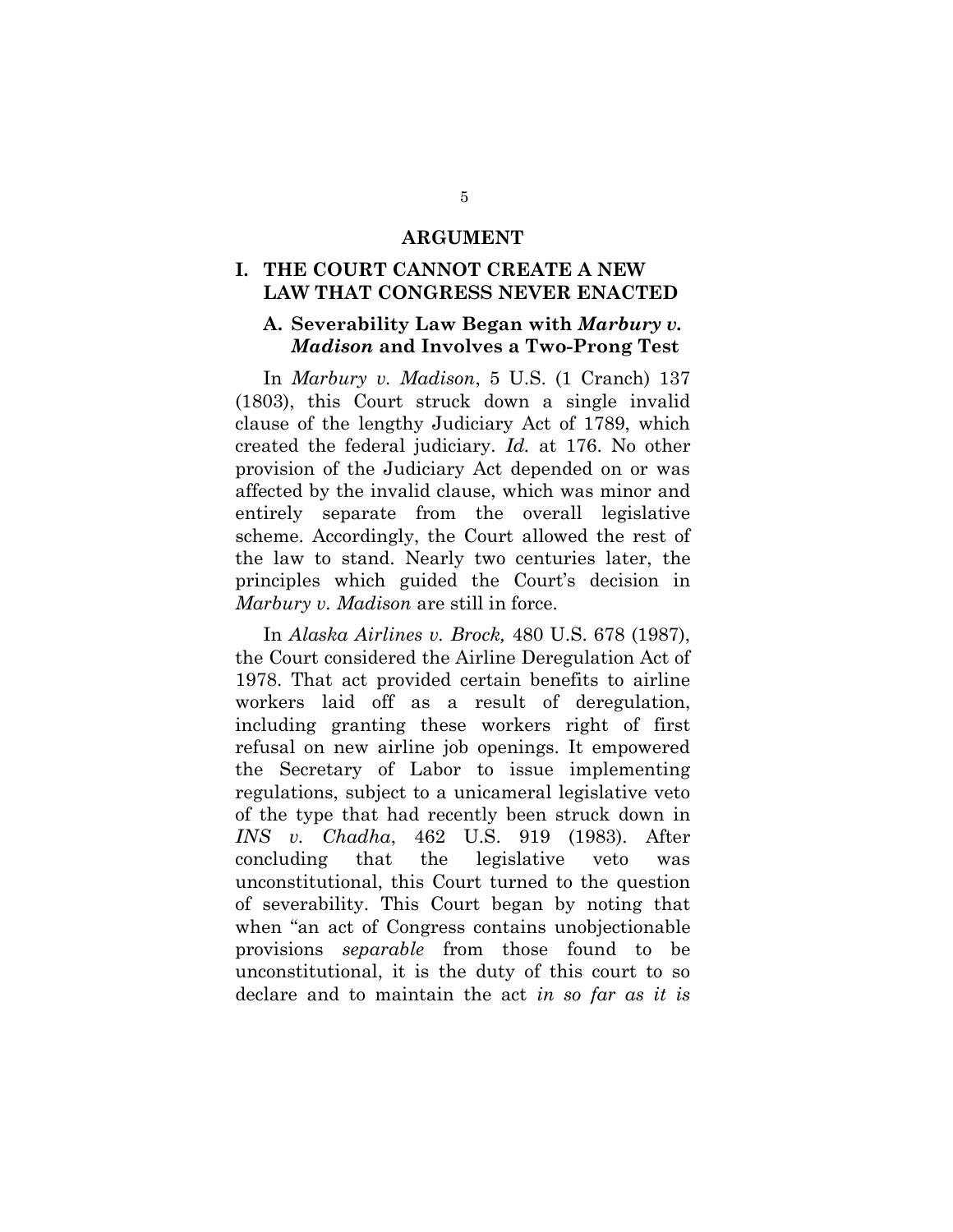## ARGUMENT

### I. THE COURT CANNOT CREATE A NEW LAW THAT CONGRESS NEVER ENACTED

#### A. Severability Law Began with *Marbury v. Madison* and Involves a Two-Prong Test

In *Marbury v. Madison*, 5 U.S. (1 Cranch) 137 (1803), this Court struck down a single invalid clause of the lengthy Judiciary Act of 1789, which created the federal judiciary. *Id.* at 176. No other provision of the Judiciary Act depended on or was affected by the invalid clause, which was minor and entirely separate from the overall legislative scheme. Accordingly, the Court allowed the rest of the law to stand. Nearly two centuries later, the principles which guided the Court's decision in *Marbury v. Madison* are still in force.

In *Alaska Airlines v. Brock,* 480 U.S. 678 (1987), the Court considered the Airline Deregulation Act of 1978. That act provided certain benefits to airline workers laid off as a result of deregulation, including granting these workers right of first refusal on new airline job openings. It empowered the Secretary of Labor to issue implementing regulations, subject to a unicameral legislative veto of the type that had recently been struck down in *INS v. Chadha*, 462 U.S. 919 (1983). After concluding that the legislative veto was unconstitutional, this Court turned to the question of severability. This Court began by noting that when "an act of Congress contains unobjectionable provisions *separable* from those found to be unconstitutional, it is the duty of this court to so declare and to maintain the act *in so far as it is*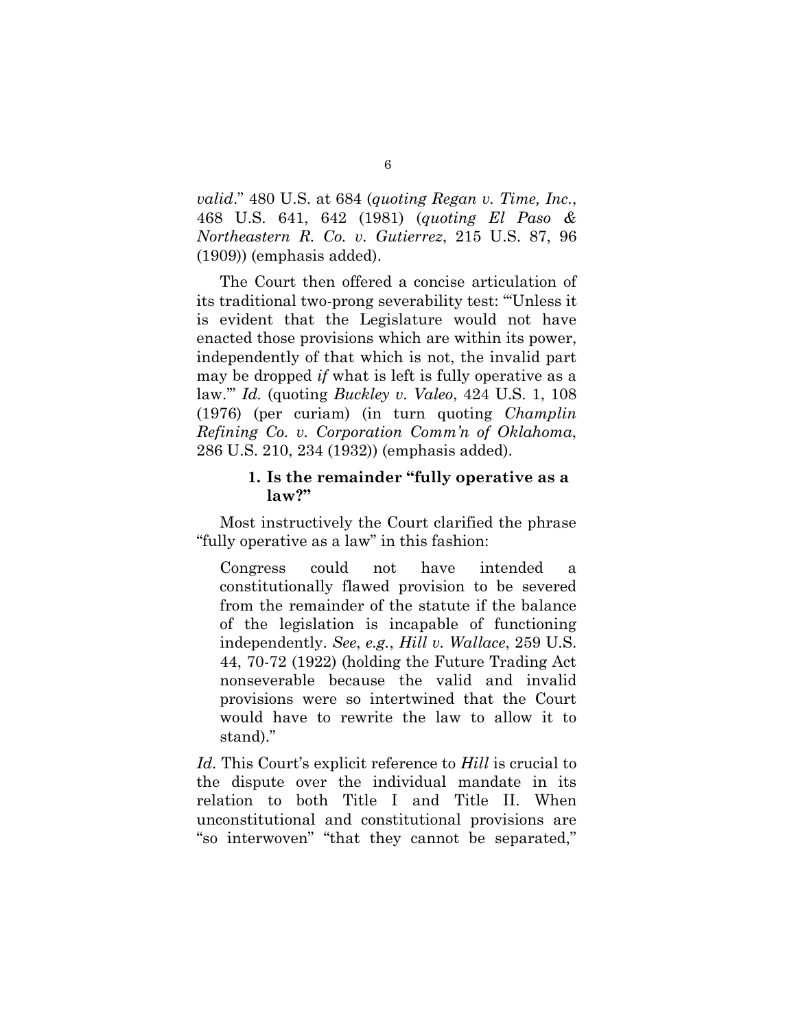*valid*." 480 U.S. at 684 (*quoting Regan v. Time, Inc.*, 468 U.S. 641, 642 (1981) (*quoting El Paso & Northeastern R. Co. v. Gutierrez*, 215 U.S. 87, 96 (1909)) (emphasis added).

The Court then offered a concise articulation of its traditional two-prong severability test: "'Unless it is evident that the Legislature would not have enacted those provisions which are within its power, independently of that which is not, the invalid part may be dropped *if* what is left is fully operative as a law.'" *Id.* (quoting *Buckley v. Valeo*, 424 U.S. 1, 108 (1976) (per curiam) (in turn quoting *Champlin Refining Co. v. Corporation Comm'n of Oklahoma*, 286 U.S. 210, 234 (1932)) (emphasis added).

### 1. Is the remainder "fully operative as a law?"

Most instructively the Court clarified the phrase "fully operative as a law" in this fashion:

> Congress could not have intended a constitutionally flawed provision to be severed from the remainder of the statute if the balance of the legislation is incapable of functioning independently. *See*, *e.g.*, *Hill v. Wallace*, 259 U.S. 44, 70-72 (1922) (holding the Future Trading Act nonseverable because the valid and invalid provisions were so intertwined that the Court would have to rewrite the law to allow it to stand)."

*Id.* This Court's explicit reference to *Hill* is crucial to the dispute over the individual mandate in its relation to both Title I and Title II. When unconstitutional and constitutional provisions are "so interwoven" "that they cannot be separated,"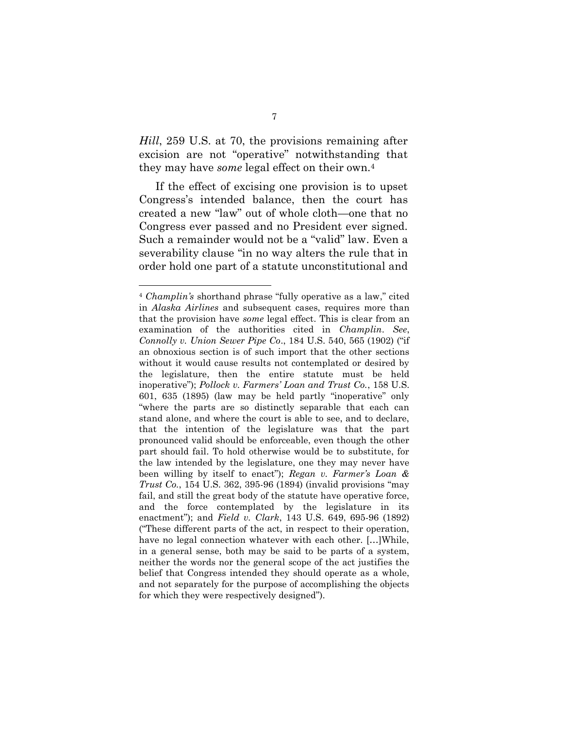*Hill*, 259 U.S. at 70, the provisions remaining after excision are not "operative" notwithstanding that they may have *some* legal effect on their own.[4]

If the effect of excising one provision is to upset Congress's intended balance, then the court has created a new "law" out of whole cloth—one that no Congress ever passed and no President ever signed. Such a remainder would not be a "valid" law. Even a severability clause "in no way alters the rule that in order hold one part of a statute unconstitutional and

---

[4] *Champlin's* shorthand phrase "fully operative as a law," cited in *Alaska Airlines* and subsequent cases, requires more than that the provision have *some* legal effect. This is clear from an examination of the authorities cited in *Champlin*. *See*, *Connolly v. Union Sewer Pipe Co*., 184 U.S. 540, 565 (1902) ("if an obnoxious section is of such import that the other sections without it would cause results not contemplated or desired by the legislature, then the entire statute must be held inoperative"); *Pollock v. Farmers' Loan and Trust Co.*, 158 U.S. 601, 635 (1895) (law may be held partly "inoperative" only "where the parts are so distinctly separable that each can stand alone, and where the court is able to see, and to declare, that the intention of the legislature was that the part pronounced valid should be enforceable, even though the other part should fail. To hold otherwise would be to substitute, for the law intended by the legislature, one they may never have been willing by itself to enact"); *Regan v. Farmer's Loan & Trust Co.*, 154 U.S. 362, 395-96 (1894) (invalid provisions "may fail, and still the great body of the statute have operative force, and the force contemplated by the legislature in its enactment"); and *Field v. Clark*, 143 U.S. 649, 695-96 (1892) ("These different parts of the act, in respect to their operation, have no legal connection whatever with each other. […]While, in a general sense, both may be said to be parts of a system, neither the words nor the general scope of the act justifies the belief that Congress intended they should operate as a whole, and not separately for the purpose of accomplishing the objects for which they were respectively designed").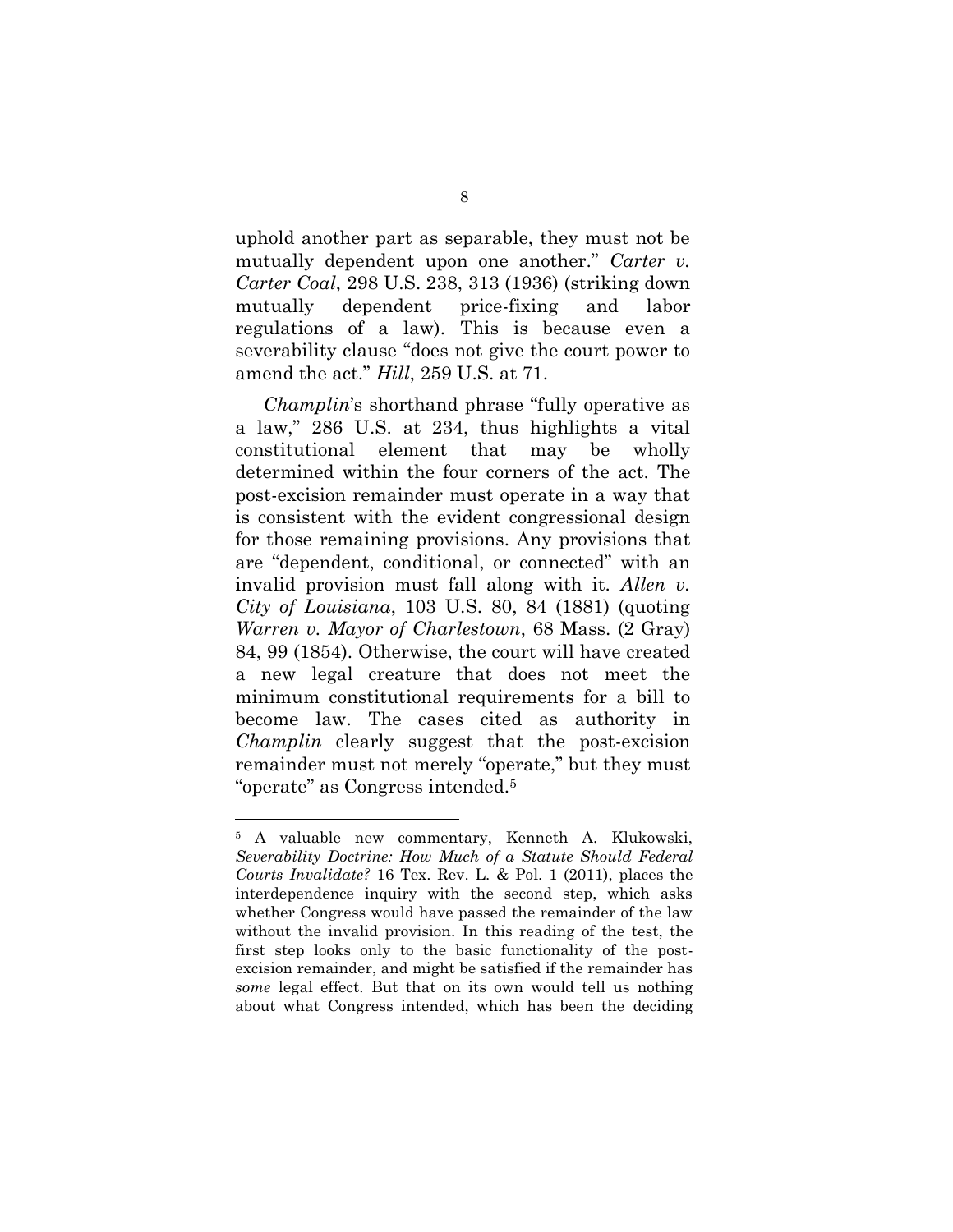uphold another part as separable, they must not be mutually dependent upon one another." *Carter v. Carter Coal*, 298 U.S. 238, 313 (1936) (striking down mutually dependent price-fixing and labor regulations of a law). This is because even a severability clause "does not give the court power to amend the act." *Hill*, 259 U.S. at 71.

*Champlin*'s shorthand phrase "fully operative as a law," 286 U.S. at 234, thus highlights a vital constitutional element that may be wholly determined within the four corners of the act. The post-excision remainder must operate in a way that is consistent with the evident congressional design for those remaining provisions. Any provisions that are "dependent, conditional, or connected" with an invalid provision must fall along with it. *Allen v. City of Louisiana*, 103 U.S. 80, 84 (1881) (quoting *Warren v. Mayor of Charlestown*, 68 Mass. (2 Gray) 84, 99 (1854). Otherwise, the court will have created a new legal creature that does not meet the minimum constitutional requirements for a bill to become law. The cases cited as authority in *Champlin* clearly suggest that the post-excision remainder must not merely "operate," but they must "operate" as Congress intended.[5]

---

[5] A valuable new commentary, Kenneth A. Klukowski, *Severability Doctrine: How Much of a Statute Should Federal Courts Invalidate?* 16 Tex. Rev. L. & Pol. 1 (2011), places the interdependence inquiry with the second step, which asks whether Congress would have passed the remainder of the law without the invalid provision. In this reading of the test, the first step looks only to the basic functionality of the post-excision remainder, and might be satisfied if the remainder has *some* legal effect. But that on its own would tell us nothing about what Congress intended, which has been the deciding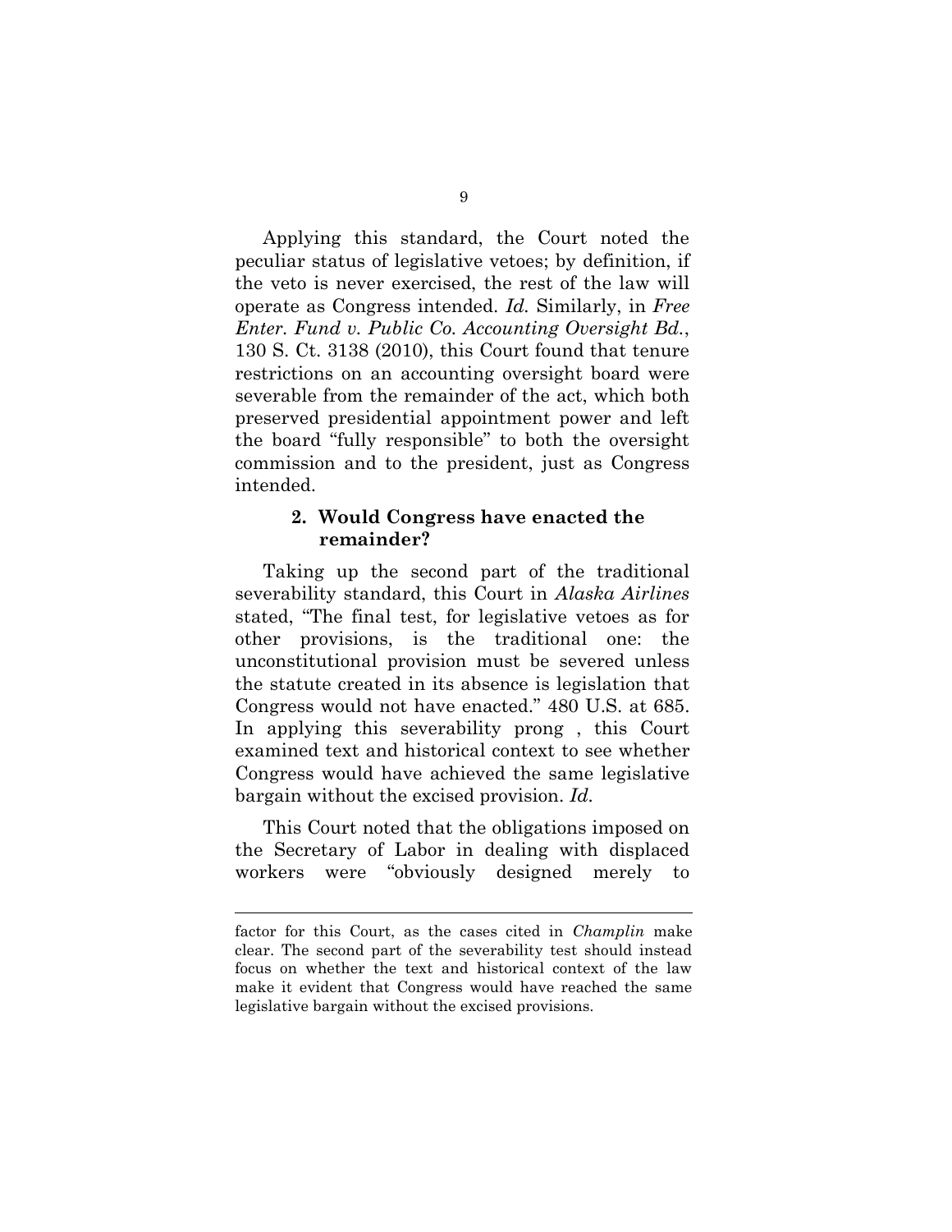Applying this standard, the Court noted the peculiar status of legislative vetoes; by definition, if the veto is never exercised, the rest of the law will operate as Congress intended. *Id.* Similarly, in *Free Enter. Fund v. Public Co. Accounting Oversight Bd.*, 130 S. Ct. 3138 (2010), this Court found that tenure restrictions on an accounting oversight board were severable from the remainder of the act, which both preserved presidential appointment power and left the board "fully responsible" to both the oversight commission and to the president, just as Congress intended.

### 2. Would Congress have enacted the remainder?

Taking up the second part of the traditional severability standard, this Court in *Alaska Airlines* stated, "The final test, for legislative vetoes as for other provisions, is the traditional one: the unconstitutional provision must be severed unless the statute created in its absence is legislation that Congress would not have enacted." 480 U.S. at 685. In applying this severability prong , this Court examined text and historical context to see whether Congress would have achieved the same legislative bargain without the excised provision. *Id.*

This Court noted that the obligations imposed on the Secretary of Labor in dealing with displaced workers were "obviously designed merely to

---

factor for this Court, as the cases cited in *Champlin* make clear. The second part of the severability test should instead focus on whether the text and historical context of the law make it evident that Congress would have reached the same legislative bargain without the excised provisions.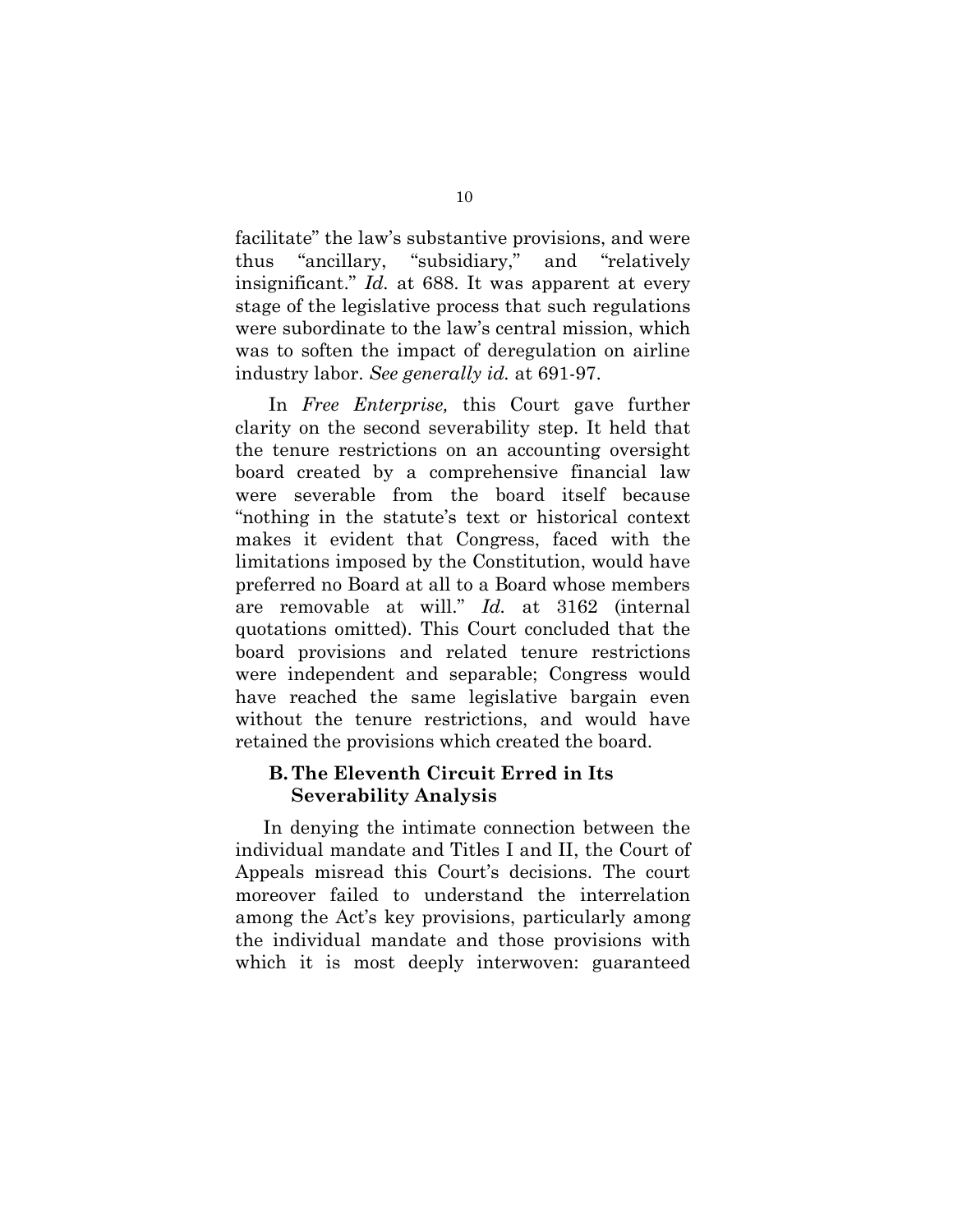facilitate" the law's substantive provisions, and were thus "ancillary, "subsidiary," and "relatively insignificant." *Id.* at 688. It was apparent at every stage of the legislative process that such regulations were subordinate to the law's central mission, which was to soften the impact of deregulation on airline industry labor. *See generally id.* at 691-97.

In *Free Enterprise,* this Court gave further clarity on the second severability step. It held that the tenure restrictions on an accounting oversight board created by a comprehensive financial law were severable from the board itself because "nothing in the statute's text or historical context makes it evident that Congress, faced with the limitations imposed by the Constitution, would have preferred no Board at all to a Board whose members are removable at will." *Id.* at 3162 (internal quotations omitted). This Court concluded that the board provisions and related tenure restrictions were independent and separable; Congress would have reached the same legislative bargain even without the tenure restrictions, and would have retained the provisions which created the board.

### B. The Eleventh Circuit Erred in Its Severability Analysis

In denying the intimate connection between the individual mandate and Titles I and II, the Court of Appeals misread this Court's decisions. The court moreover failed to understand the interrelation among the Act's key provisions, particularly among the individual mandate and those provisions with which it is most deeply interwoven: guaranteed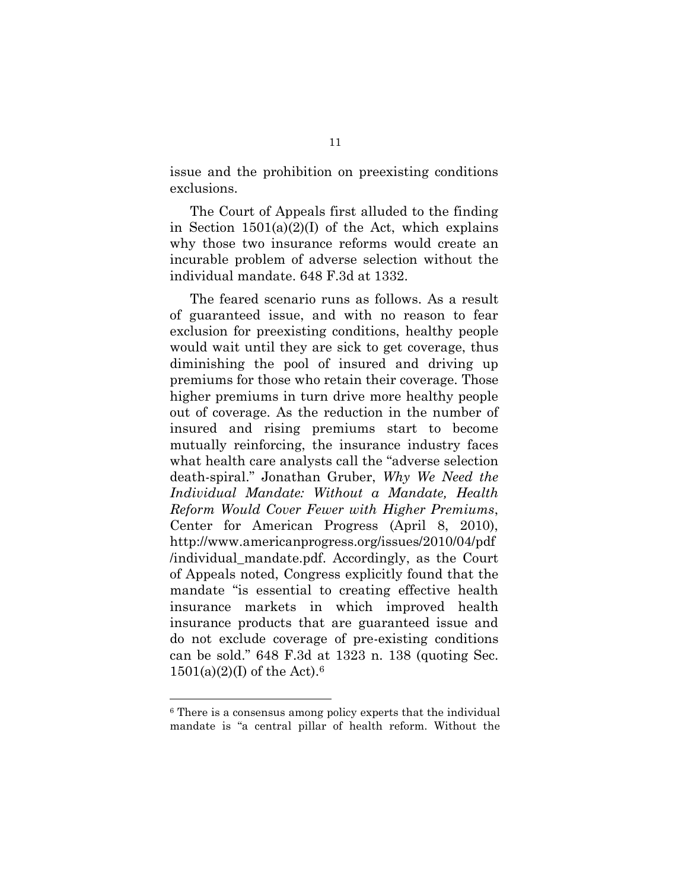issue and the prohibition on preexisting conditions exclusions.

The Court of Appeals first alluded to the finding in Section 1501(a)(2)(I) of the Act, which explains why those two insurance reforms would create an incurable problem of adverse selection without the individual mandate. 648 F.3d at 1332.

The feared scenario runs as follows. As a result of guaranteed issue, and with no reason to fear exclusion for preexisting conditions, healthy people would wait until they are sick to get coverage, thus diminishing the pool of insured and driving up premiums for those who retain their coverage. Those higher premiums in turn drive more healthy people out of coverage. As the reduction in the number of insured and rising premiums start to become mutually reinforcing, the insurance industry faces what health care analysts call the "adverse selection death-spiral." Jonathan Gruber, *Why We Need the Individual Mandate: Without a Mandate, Health Reform Would Cover Fewer with Higher Premiums*, Center for American Progress (April 8, 2010), http://www.americanprogress.org/issues/2010/04/pdf/individual_mandate.pdf. Accordingly, as the Court of Appeals noted, Congress explicitly found that the mandate "is essential to creating effective health insurance markets in which improved health insurance products that are guaranteed issue and do not exclude coverage of pre-existing conditions can be sold." 648 F.3d at 1323 n. 138 (quoting Sec. 1501(a)(2)(I) of the Act).[6]

---

[6] There is a consensus among policy experts that the individual mandate is "a central pillar of health reform. Without the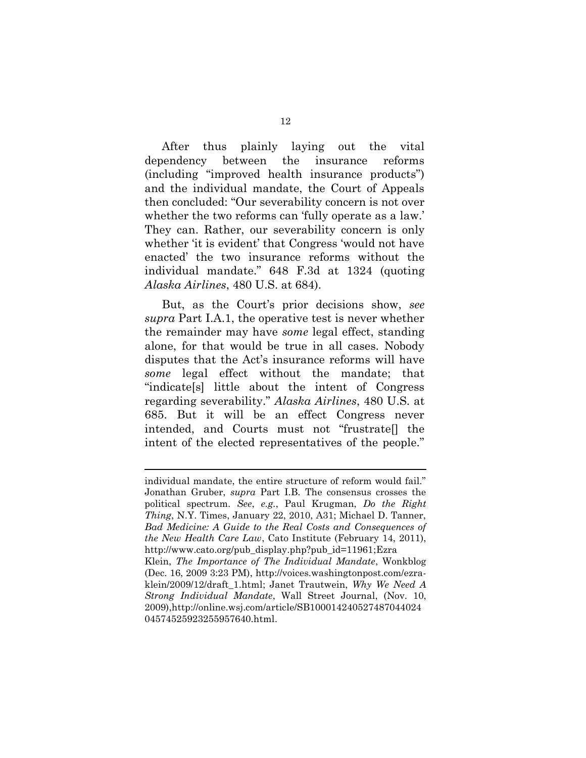After thus plainly laying out the vital dependency between the insurance reforms (including "improved health insurance products") and the individual mandate, the Court of Appeals then concluded: "Our severability concern is not over whether the two reforms can 'fully operate as a law.' They can. Rather, our severability concern is only whether 'it is evident' that Congress 'would not have enacted' the two insurance reforms without the individual mandate." 648 F.3d at 1324 (quoting *Alaska Airlines*, 480 U.S. at 684).

But, as the Court's prior decisions show, *see supra* Part I.A.1, the operative test is never whether the remainder may have *some* legal effect, standing alone, for that would be true in all cases. Nobody disputes that the Act's insurance reforms will have *some* legal effect without the mandate; that "indicate[s] little about the intent of Congress regarding severability." *Alaska Airlines*, 480 U.S. at 685. But it will be an effect Congress never intended, and Courts must not "frustrate[] the intent of the elected representatives of the people."

---

individual mandate, the entire structure of reform would fail." Jonathan Gruber, *supra* Part I.B. The consensus crosses the political spectrum. *See*, *e.g.*, Paul Krugman, *Do the Right Thing*, N.Y. Times, January 22, 2010, A31; Michael D. Tanner, *Bad Medicine: A Guide to the Real Costs and Consequences of the New Health Care Law*, Cato Institute (February 14, 2011), http://www.cato.org/pub_display.php?pub_id=11961;Ezra Klein, *The Importance of The Individual Mandate*, Wonkblog (Dec. 16, 2009 3:23 PM), http://voices.washingtonpost.com/ezra-klein/2009/12/draft_1.html; Janet Trautwein, *Why We Need A Strong Individual Mandate*, Wall Street Journal, (Nov. 10, 2009),http://online.wsj.com/article/SB10001424052748704402404574525923255957640.html.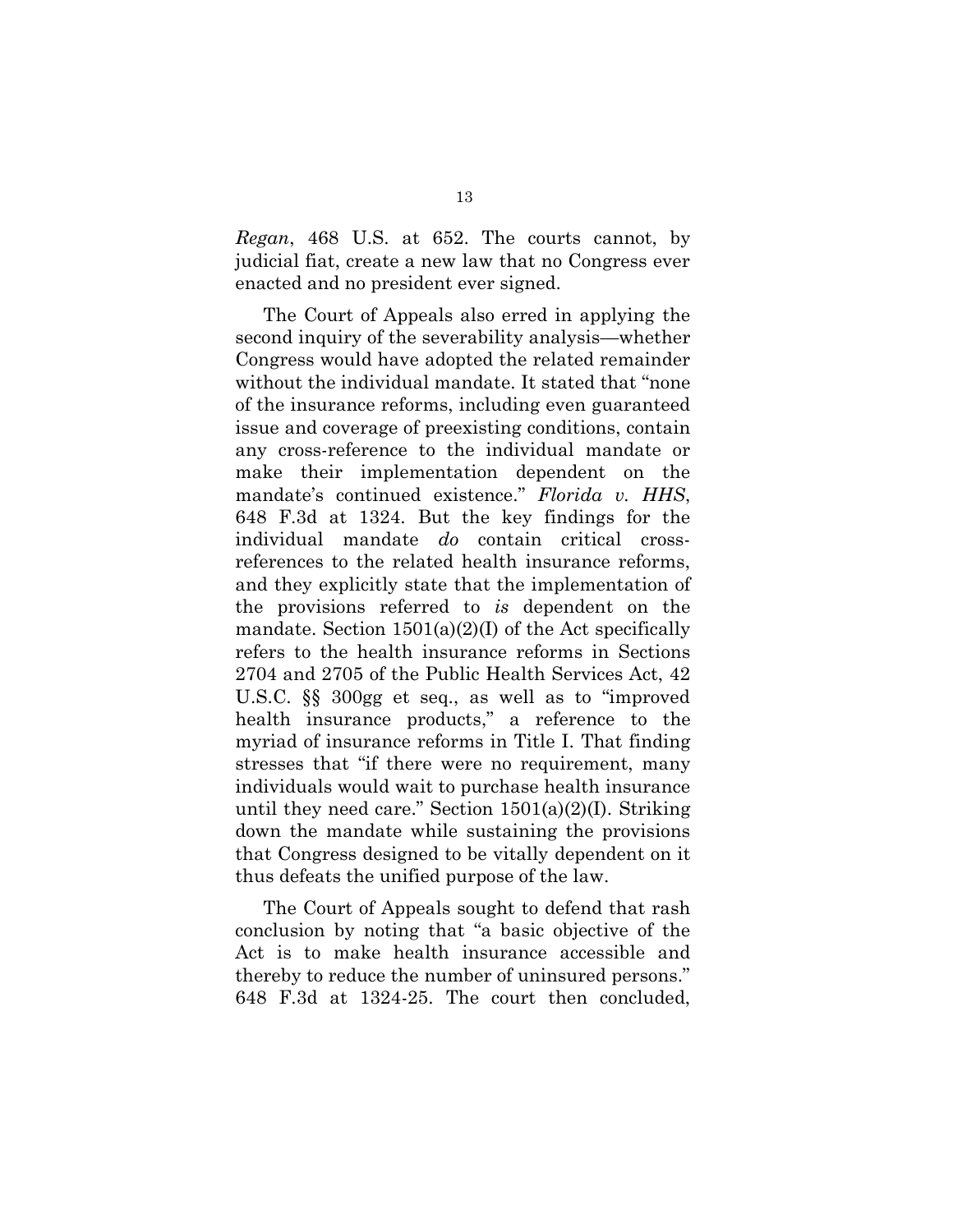*Regan*, 468 U.S. at 652. The courts cannot, by judicial fiat, create a new law that no Congress ever enacted and no president ever signed.

The Court of Appeals also erred in applying the second inquiry of the severability analysis—whether Congress would have adopted the related remainder without the individual mandate. It stated that "none of the insurance reforms, including even guaranteed issue and coverage of preexisting conditions, contain any cross-reference to the individual mandate or make their implementation dependent on the mandate's continued existence." *Florida v. HHS*, 648 F.3d at 1324. But the key findings for the individual mandate *do* contain critical cross-references to the related health insurance reforms, and they explicitly state that the implementation of the provisions referred to *is* dependent on the mandate. Section 1501(a)(2)(I) of the Act specifically refers to the health insurance reforms in Sections 2704 and 2705 of the Public Health Services Act, 42 U.S.C. §§ 300gg et seq., as well as to "improved health insurance products," a reference to the myriad of insurance reforms in Title I. That finding stresses that "if there were no requirement, many individuals would wait to purchase health insurance until they need care." Section 1501(a)(2)(I). Striking down the mandate while sustaining the provisions that Congress designed to be vitally dependent on it thus defeats the unified purpose of the law.

The Court of Appeals sought to defend that rash conclusion by noting that "a basic objective of the Act is to make health insurance accessible and thereby to reduce the number of uninsured persons." 648 F.3d at 1324-25. The court then concluded,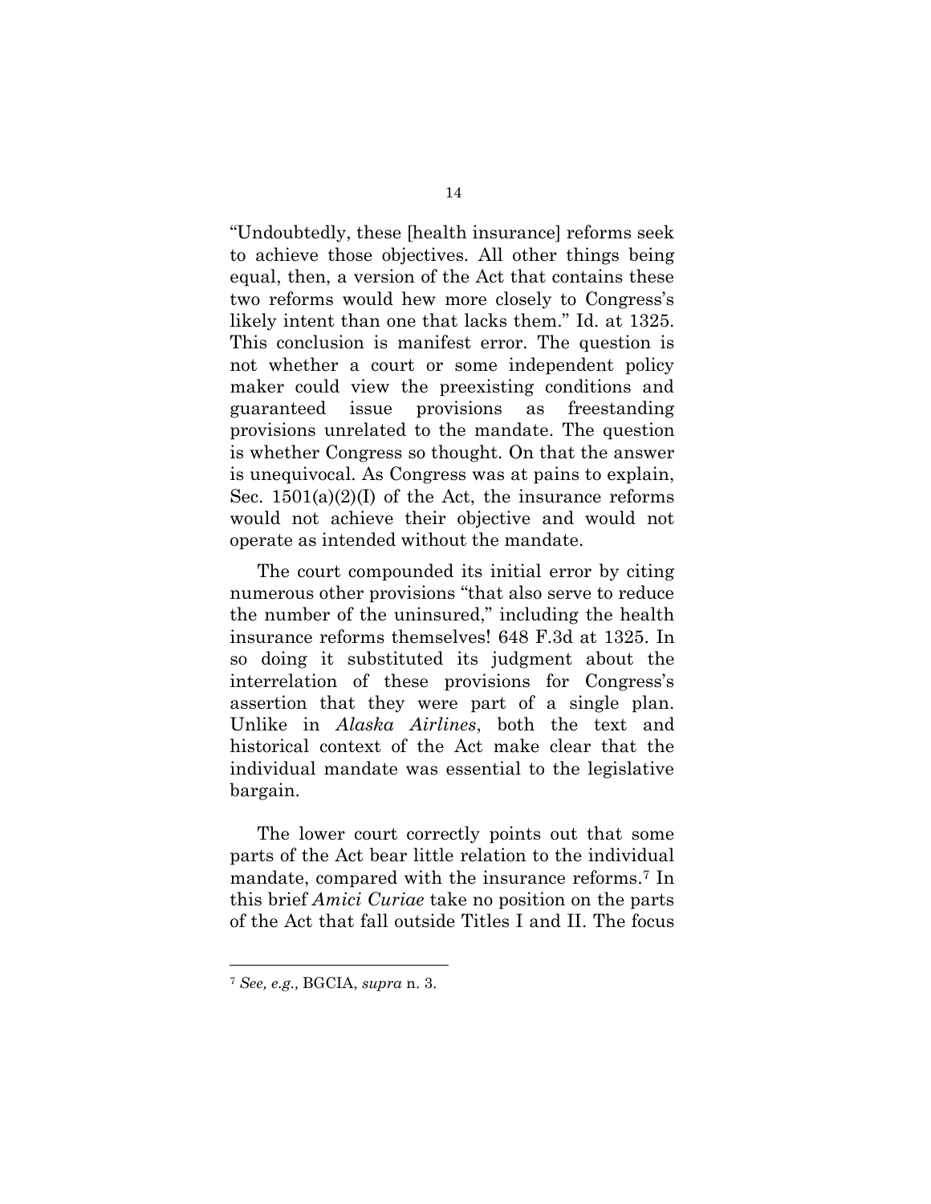"Undoubtedly, these [health insurance] reforms seek to achieve those objectives. All other things being equal, then, a version of the Act that contains these two reforms would hew more closely to Congress's likely intent than one that lacks them." Id. at 1325. This conclusion is manifest error. The question is not whether a court or some independent policy maker could view the preexisting conditions and guaranteed issue provisions as freestanding provisions unrelated to the mandate. The question is whether Congress so thought. On that the answer is unequivocal. As Congress was at pains to explain, Sec. 1501(a)(2)(I) of the Act, the insurance reforms would not achieve their objective and would not operate as intended without the mandate.

The court compounded its initial error by citing numerous other provisions "that also serve to reduce the number of the uninsured," including the health insurance reforms themselves! 648 F.3d at 1325. In so doing it substituted its judgment about the interrelation of these provisions for Congress's assertion that they were part of a single plan. Unlike in *Alaska Airlines*, both the text and historical context of the Act make clear that the individual mandate was essential to the legislative bargain.

The lower court correctly points out that some parts of the Act bear little relation to the individual mandate, compared with the insurance reforms.[7] In this brief *Amici Curiae* take no position on the parts of the Act that fall outside Titles I and II. The focus

---

[7] *See, e.g.,* BGCIA, *supra* n. 3.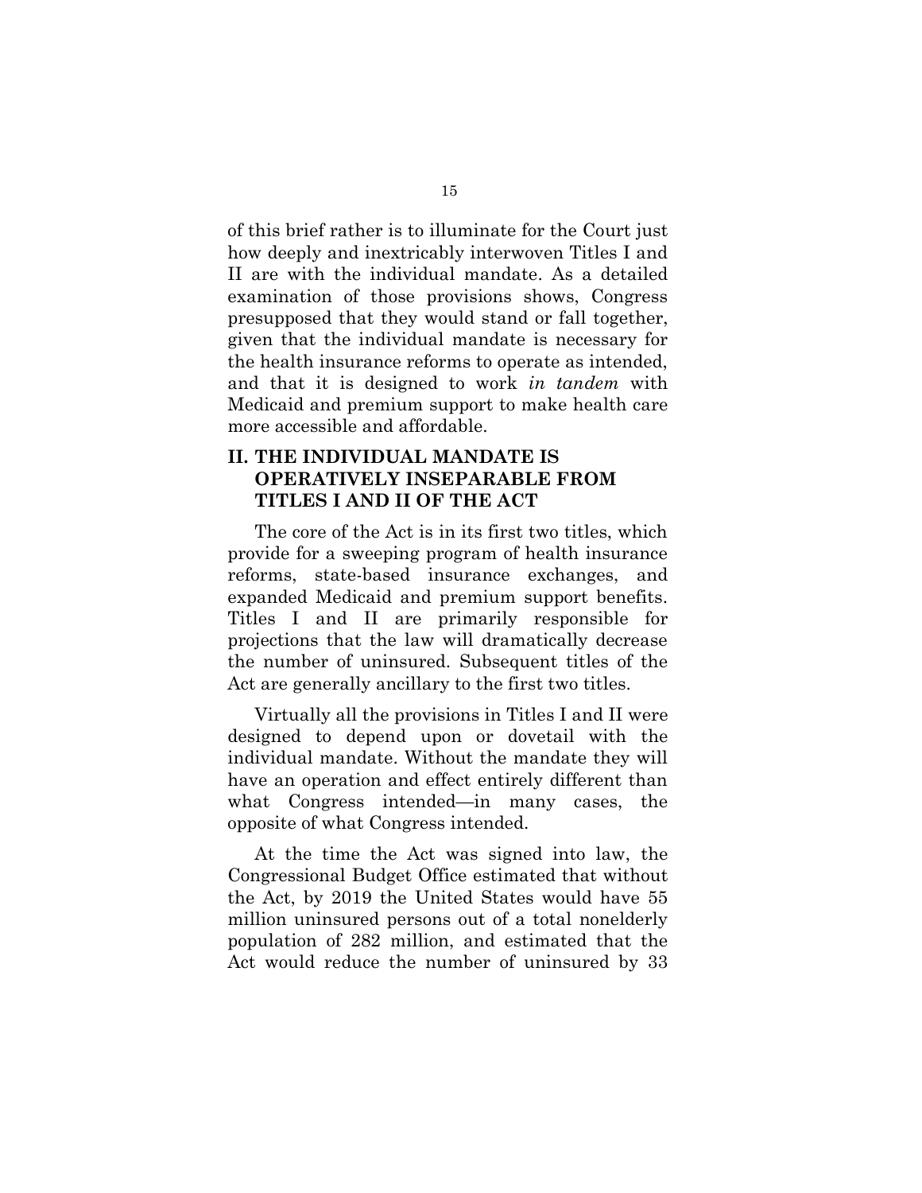of this brief rather is to illuminate for the Court just how deeply and inextricably interwoven Titles I and II are with the individual mandate. As a detailed examination of those provisions shows, Congress presupposed that they would stand or fall together, given that the individual mandate is necessary for the health insurance reforms to operate as intended, and that it is designed to work *in tandem* with Medicaid and premium support to make health care more accessible and affordable.

## II. THE INDIVIDUAL MANDATE IS OPERATIVELY INSEPARABLE FROM TITLES I AND II OF THE ACT

The core of the Act is in its first two titles, which provide for a sweeping program of health insurance reforms, state-based insurance exchanges, and expanded Medicaid and premium support benefits. Titles I and II are primarily responsible for projections that the law will dramatically decrease the number of uninsured. Subsequent titles of the Act are generally ancillary to the first two titles.

Virtually all the provisions in Titles I and II were designed to depend upon or dovetail with the individual mandate. Without the mandate they will have an operation and effect entirely different than what Congress intended—in many cases, the opposite of what Congress intended.

At the time the Act was signed into law, the Congressional Budget Office estimated that without the Act, by 2019 the United States would have 55 million uninsured persons out of a total nonelderly population of 282 million, and estimated that the Act would reduce the number of uninsured by 33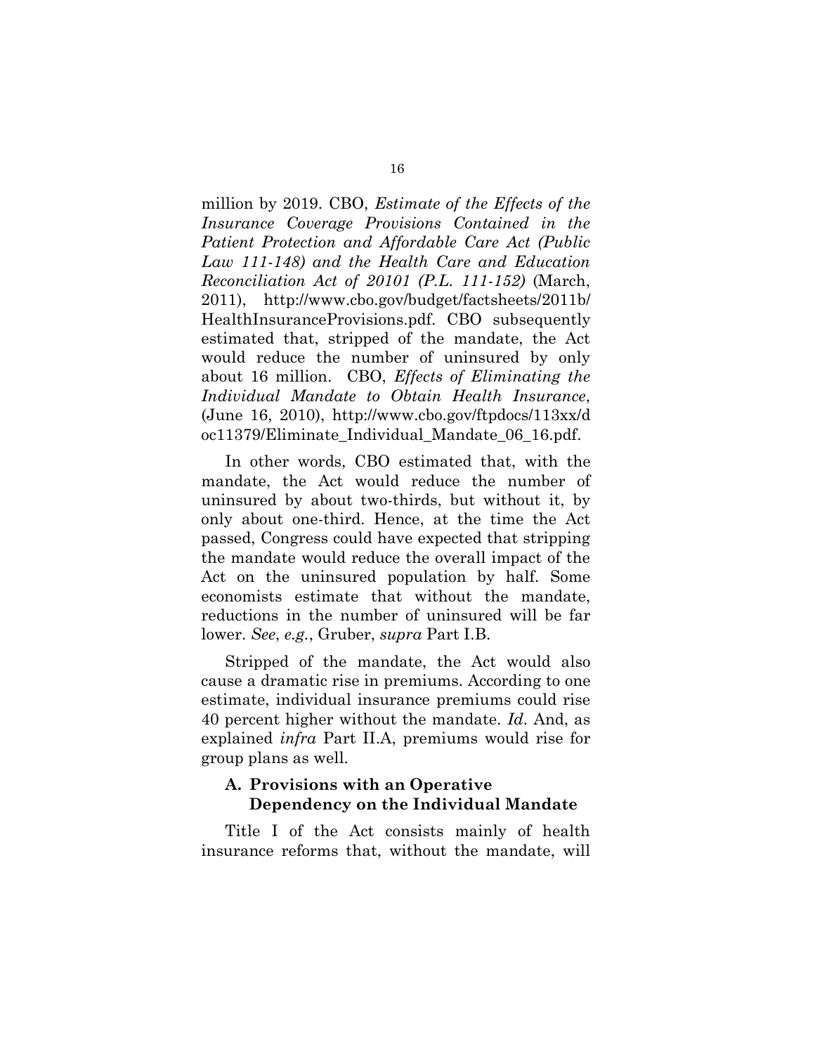million by 2019. CBO, *Estimate of the Effects of the Insurance Coverage Provisions Contained in the Patient Protection and Affordable Care Act (Public Law 111-148) and the Health Care and Education Reconciliation Act of 20101 (P.L. 111-152)* (March, 2011), http://www.cbo.gov/budget/factsheets/2011b/HealthInsuranceProvisions.pdf. CBO subsequently estimated that, stripped of the mandate, the Act would reduce the number of uninsured by only about 16 million. CBO, *Effects of Eliminating the Individual Mandate to Obtain Health Insurance*, (June 16, 2010), http://www.cbo.gov/ftpdocs/113xx/doc11379/Eliminate_Individual_Mandate_06_16.pdf.

In other words, CBO estimated that, with the mandate, the Act would reduce the number of uninsured by about two-thirds, but without it, by only about one-third. Hence, at the time the Act passed, Congress could have expected that stripping the mandate would reduce the overall impact of the Act on the uninsured population by half. Some economists estimate that without the mandate, reductions in the number of uninsured will be far lower. *See*, *e.g.*, Gruber, *supra* Part I.B.

Stripped of the mandate, the Act would also cause a dramatic rise in premiums. According to one estimate, individual insurance premiums could rise 40 percent higher without the mandate. *Id.* And, as explained *infra* Part II.A, premiums would rise for group plans as well.

### A. Provisions with an Operative Dependency on the Individual Mandate

Title I of the Act consists mainly of health insurance reforms that, without the mandate, will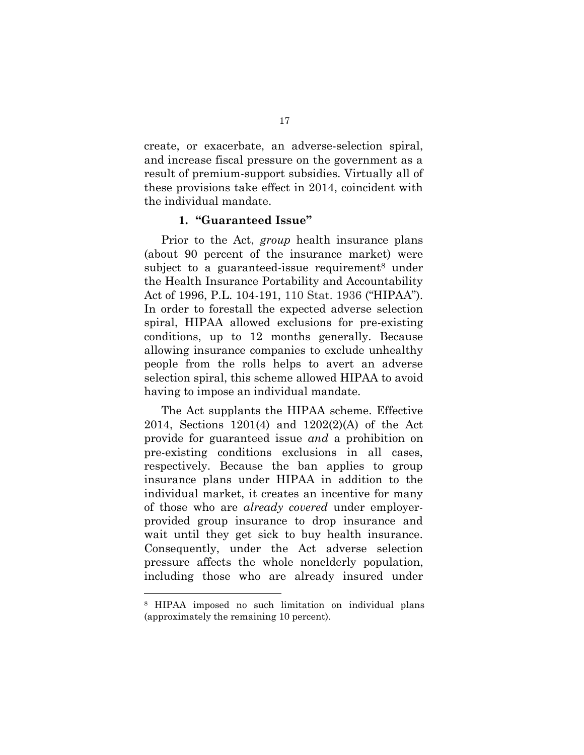create, or exacerbate, an adverse-selection spiral, and increase fiscal pressure on the government as a result of premium-support subsidies. Virtually all of these provisions take effect in 2014, coincident with the individual mandate.

### 1. "Guaranteed Issue"

Prior to the Act, *group* health insurance plans (about 90 percent of the insurance market) were subject to a guaranteed-issue requirement[8] under the Health Insurance Portability and Accountability Act of 1996, P.L. 104-191, 110 Stat. 1936 ("HIPAA"). In order to forestall the expected adverse selection spiral, HIPAA allowed exclusions for pre-existing conditions, up to 12 months generally. Because allowing insurance companies to exclude unhealthy people from the rolls helps to avert an adverse selection spiral, this scheme allowed HIPAA to avoid having to impose an individual mandate.

The Act supplants the HIPAA scheme. Effective 2014, Sections 1201(4) and 1202(2)(A) of the Act provide for guaranteed issue *and* a prohibition on pre-existing conditions exclusions in all cases, respectively. Because the ban applies to group insurance plans under HIPAA in addition to the individual market, it creates an incentive for many of those who are *already covered* under employer-provided group insurance to drop insurance and wait until they get sick to buy health insurance. Consequently, under the Act adverse selection pressure affects the whole nonelderly population, including those who are already insured under

[8] HIPAA imposed no such limitation on individual plans (approximately the remaining 10 percent).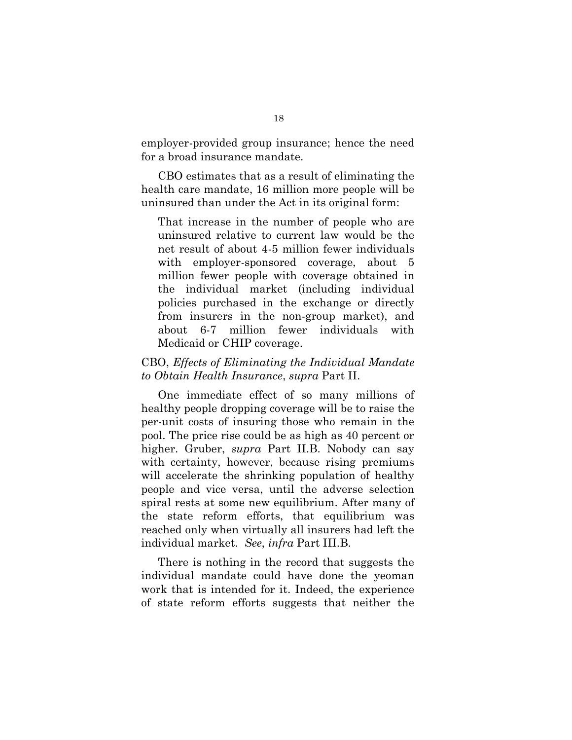employer-provided group insurance; hence the need for a broad insurance mandate.

CBO estimates that as a result of eliminating the health care mandate, 16 million more people will be uninsured than under the Act in its original form:

> That increase in the number of people who are uninsured relative to current law would be the net result of about 4-5 million fewer individuals with employer-sponsored coverage, about 5 million fewer people with coverage obtained in the individual market (including individual policies purchased in the exchange or directly from insurers in the non-group market), and about 6-7 million fewer individuals with Medicaid or CHIP coverage.

CBO, *Effects of Eliminating the Individual Mandate to Obtain Health Insurance*, *supra* Part II.

One immediate effect of so many millions of healthy people dropping coverage will be to raise the per-unit costs of insuring those who remain in the pool. The price rise could be as high as 40 percent or higher. Gruber, *supra* Part II.B. Nobody can say with certainty, however, because rising premiums will accelerate the shrinking population of healthy people and vice versa, until the adverse selection spiral rests at some new equilibrium. After many of the state reform efforts, that equilibrium was reached only when virtually all insurers had left the individual market. *See*, *infra* Part III.B.

There is nothing in the record that suggests the individual mandate could have done the yeoman work that is intended for it. Indeed, the experience of state reform efforts suggests that neither the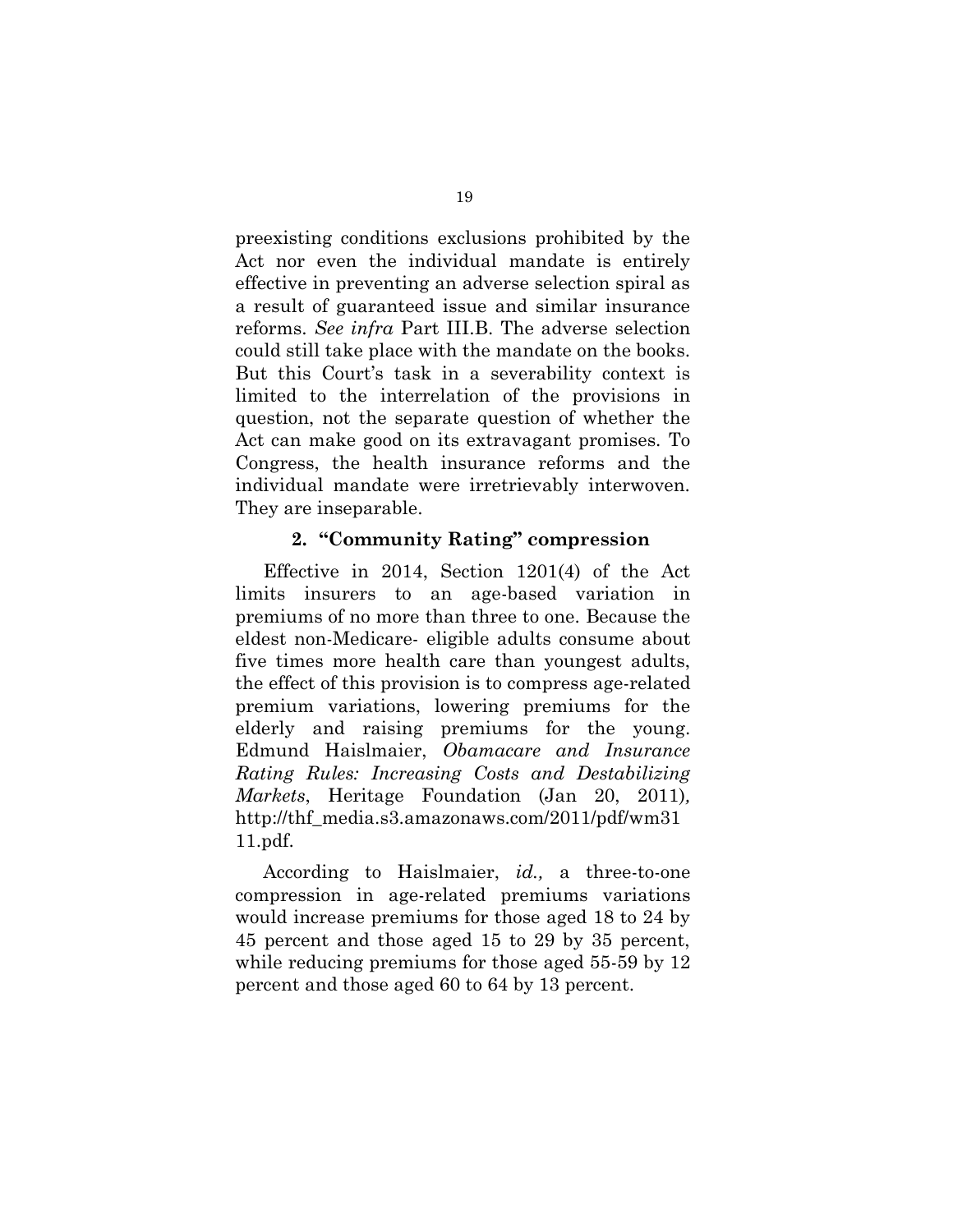preexisting conditions exclusions prohibited by the Act nor even the individual mandate is entirely effective in preventing an adverse selection spiral as a result of guaranteed issue and similar insurance reforms. *See infra* Part III.B. The adverse selection could still take place with the mandate on the books. But this Court's task in a severability context is limited to the interrelation of the provisions in question, not the separate question of whether the Act can make good on its extravagant promises. To Congress, the health insurance reforms and the individual mandate were irretrievably interwoven. They are inseparable.

### 2. "Community Rating" compression

Effective in 2014, Section 1201(4) of the Act limits insurers to an age-based variation in premiums of no more than three to one. Because the eldest non-Medicare- eligible adults consume about five times more health care than youngest adults, the effect of this provision is to compress age-related premium variations, lowering premiums for the elderly and raising premiums for the young. Edmund Haislmaier, *Obamacare and Insurance Rating Rules: Increasing Costs and Destabilizing Markets*, Heritage Foundation (Jan 20, 2011), http://thf_media.s3.amazonaws.com/2011/pdf/wm3111.pdf.

According to Haislmaier, *id.,* a three-to-one compression in age-related premiums variations would increase premiums for those aged 18 to 24 by 45 percent and those aged 15 to 29 by 35 percent, while reducing premiums for those aged 55-59 by 12 percent and those aged 60 to 64 by 13 percent.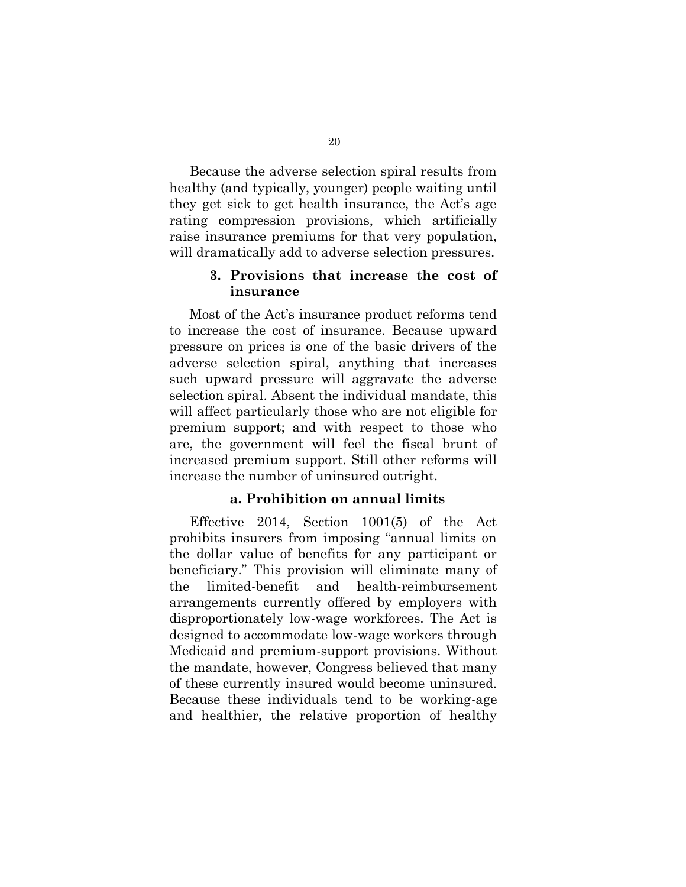Because the adverse selection spiral results from healthy (and typically, younger) people waiting until they get sick to get health insurance, the Act's age rating compression provisions, which artificially raise insurance premiums for that very population, will dramatically add to adverse selection pressures.

### 3. Provisions that increase the cost of insurance

Most of the Act's insurance product reforms tend to increase the cost of insurance. Because upward pressure on prices is one of the basic drivers of the adverse selection spiral, anything that increases such upward pressure will aggravate the adverse selection spiral. Absent the individual mandate, this will affect particularly those who are not eligible for premium support; and with respect to those who are, the government will feel the fiscal brunt of increased premium support. Still other reforms will increase the number of uninsured outright.

#### a. Prohibition on annual limits

Effective 2014, Section 1001(5) of the Act prohibits insurers from imposing "annual limits on the dollar value of benefits for any participant or beneficiary." This provision will eliminate many of the limited-benefit and health-reimbursement arrangements currently offered by employers with disproportionately low-wage workforces. The Act is designed to accommodate low-wage workers through Medicaid and premium-support provisions. Without the mandate, however, Congress believed that many of these currently insured would become uninsured. Because these individuals tend to be working-age and healthier, the relative proportion of healthy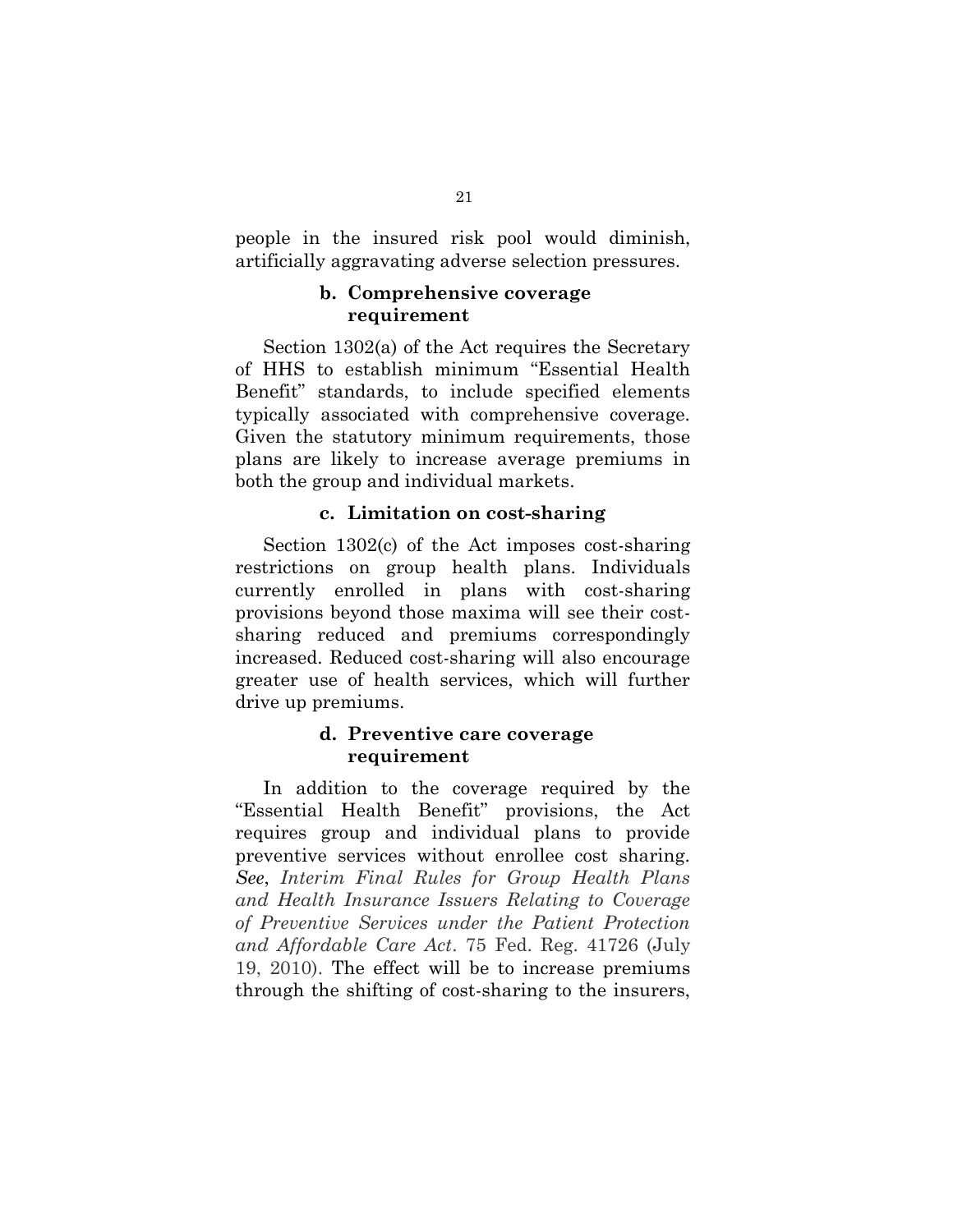people in the insured risk pool would diminish, artificially aggravating adverse selection pressures.

**b. Comprehensive coverage requirement**

Section 1302(a) of the Act requires the Secretary of HHS to establish minimum "Essential Health Benefit" standards, to include specified elements typically associated with comprehensive coverage. Given the statutory minimum requirements, those plans are likely to increase average premiums in both the group and individual markets.

**c. Limitation on cost-sharing**

Section 1302(c) of the Act imposes cost-sharing restrictions on group health plans. Individuals currently enrolled in plans with cost-sharing provisions beyond those maxima will see their cost-sharing reduced and premiums correspondingly increased. Reduced cost-sharing will also encourage greater use of health services, which will further drive up premiums.

**d. Preventive care coverage requirement**

In addition to the coverage required by the "Essential Health Benefit" provisions, the Act requires group and individual plans to provide preventive services without enrollee cost sharing. *See*, *Interim Final Rules for Group Health Plans and Health Insurance Issuers Relating to Coverage of Preventive Services under the Patient Protection and Affordable Care Act*. 75 Fed. Reg. 41726 (July 19, 2010). The effect will be to increase premiums through the shifting of cost-sharing to the insurers,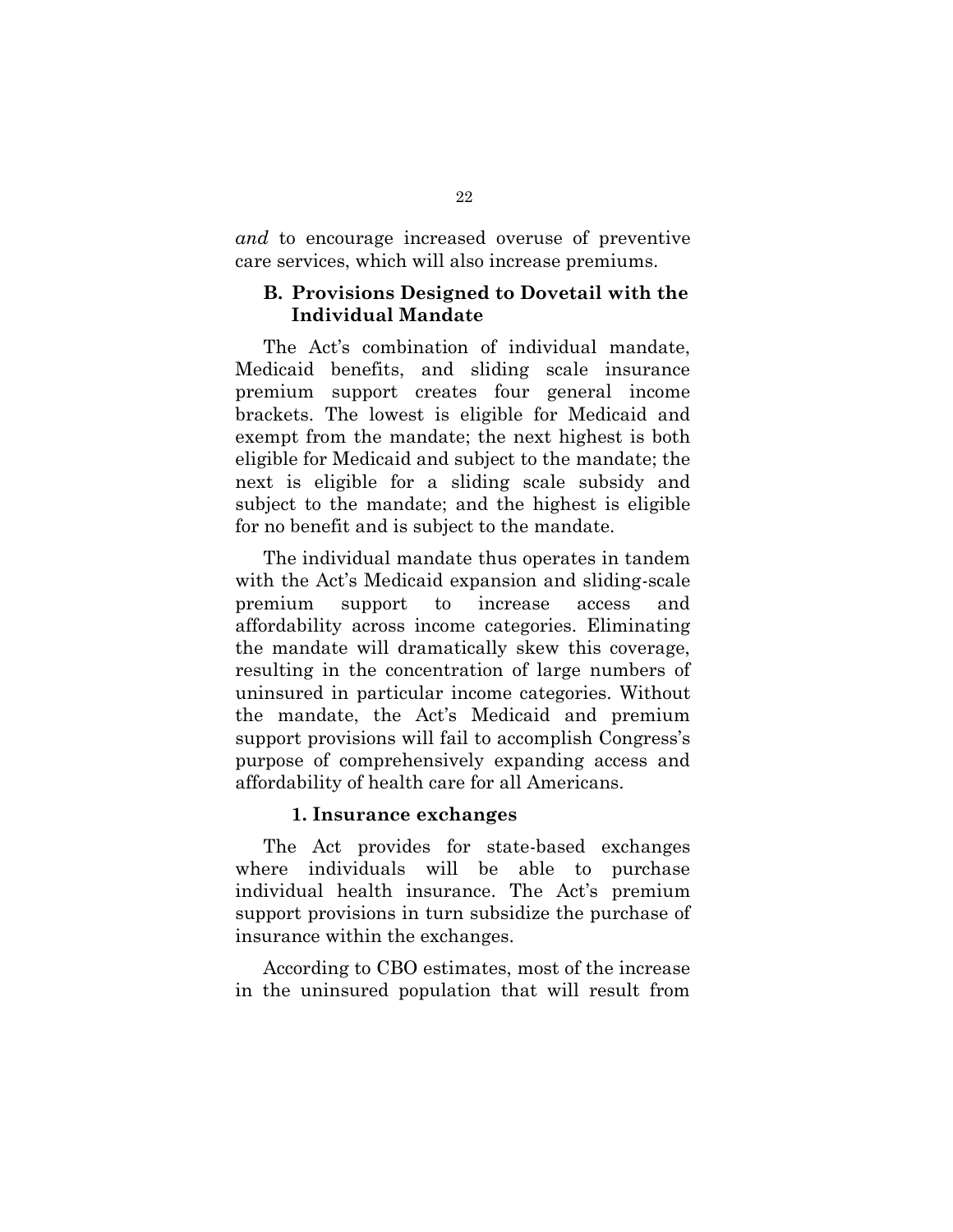*and* to encourage increased overuse of preventive care services, which will also increase premiums.

### B. Provisions Designed to Dovetail with the Individual Mandate

The Act's combination of individual mandate, Medicaid benefits, and sliding scale insurance premium support creates four general income brackets. The lowest is eligible for Medicaid and exempt from the mandate; the next highest is both eligible for Medicaid and subject to the mandate; the next is eligible for a sliding scale subsidy and subject to the mandate; and the highest is eligible for no benefit and is subject to the mandate.

The individual mandate thus operates in tandem with the Act's Medicaid expansion and sliding-scale premium support to increase access and affordability across income categories. Eliminating the mandate will dramatically skew this coverage, resulting in the concentration of large numbers of uninsured in particular income categories. Without the mandate, the Act's Medicaid and premium support provisions will fail to accomplish Congress's purpose of comprehensively expanding access and affordability of health care for all Americans.

#### 1. Insurance exchanges

The Act provides for state-based exchanges where individuals will be able to purchase individual health insurance. The Act's premium support provisions in turn subsidize the purchase of insurance within the exchanges.

According to CBO estimates, most of the increase in the uninsured population that will result from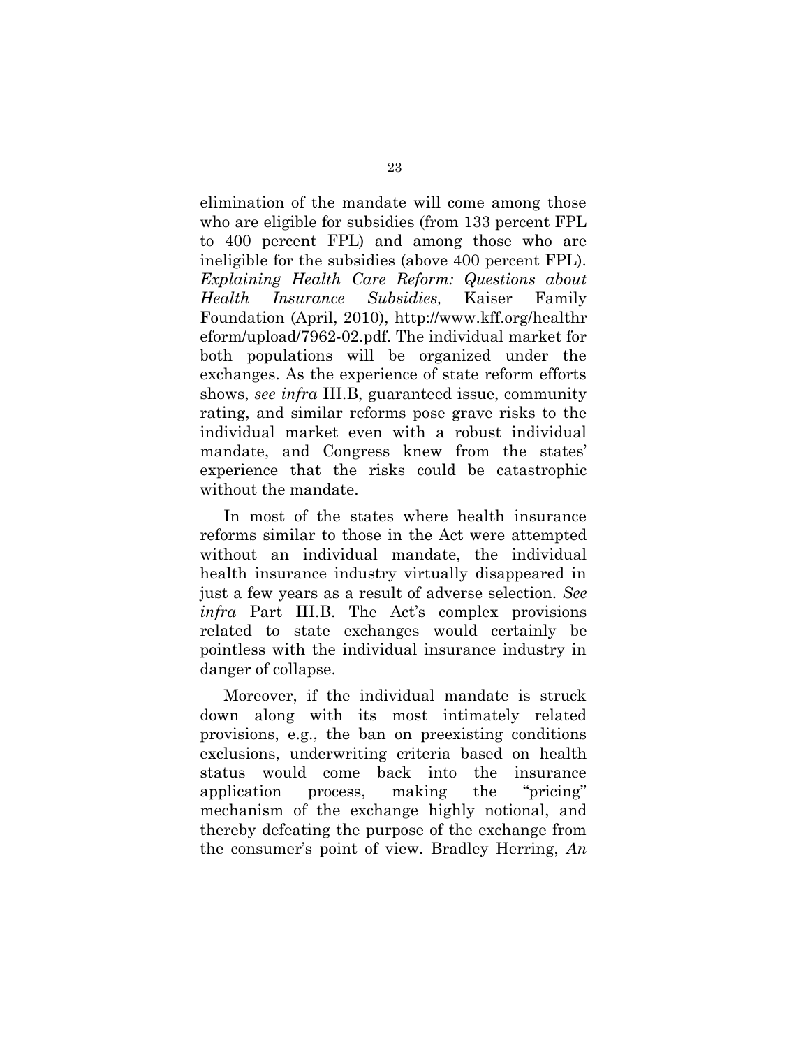elimination of the mandate will come among those who are eligible for subsidies (from 133 percent FPL to 400 percent FPL) and among those who are ineligible for the subsidies (above 400 percent FPL). *Explaining Health Care Reform: Questions about Health Insurance Subsidies,* Kaiser Family Foundation (April, 2010), http://www.kff.org/healthreform/upload/7962-02.pdf. The individual market for both populations will be organized under the exchanges. As the experience of state reform efforts shows, *see infra* III.B, guaranteed issue, community rating, and similar reforms pose grave risks to the individual market even with a robust individual mandate, and Congress knew from the states' experience that the risks could be catastrophic without the mandate.

In most of the states where health insurance reforms similar to those in the Act were attempted without an individual mandate, the individual health insurance industry virtually disappeared in just a few years as a result of adverse selection. *See infra* Part III.B. The Act's complex provisions related to state exchanges would certainly be pointless with the individual insurance industry in danger of collapse.

Moreover, if the individual mandate is struck down along with its most intimately related provisions, e.g., the ban on preexisting conditions exclusions, underwriting criteria based on health status would come back into the insurance application process, making the "pricing" mechanism of the exchange highly notional, and thereby defeating the purpose of the exchange from the consumer's point of view. Bradley Herring, *An*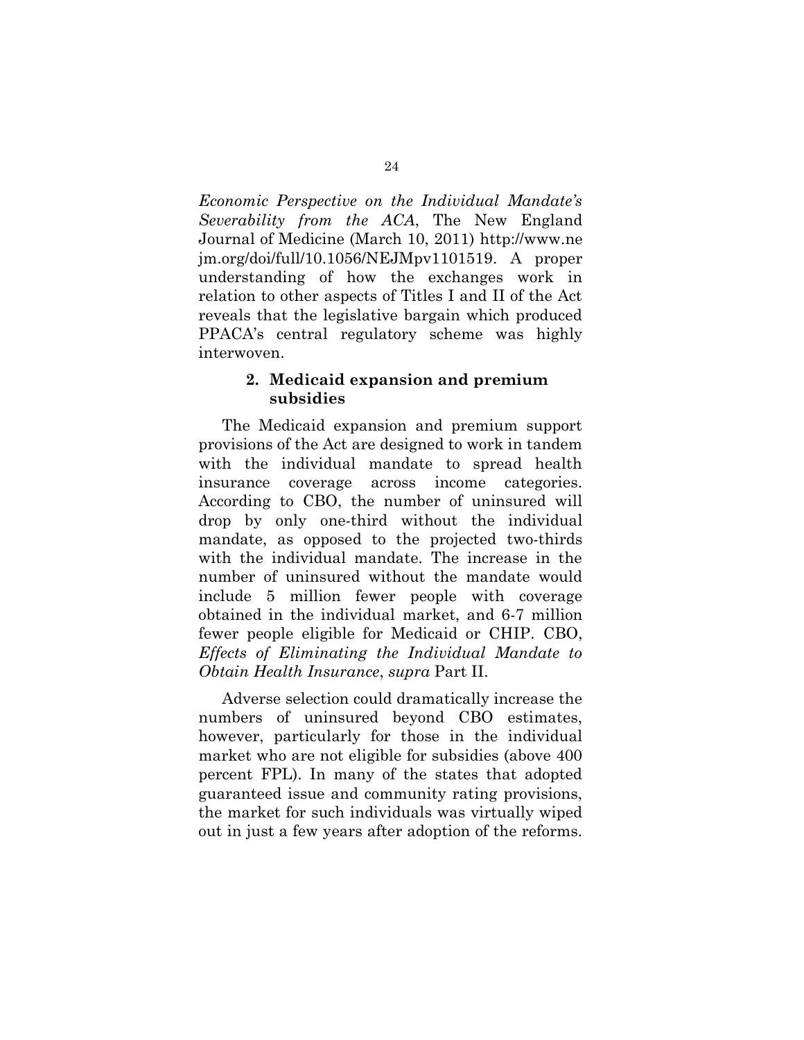*Economic Perspective on the Individual Mandate's Severability from the ACA*, The New England Journal of Medicine (March 10, 2011) http://www.nejm.org/doi/full/10.1056/NEJMpv1101519. A proper understanding of how the exchanges work in relation to other aspects of Titles I and II of the Act reveals that the legislative bargain which produced PPACA's central regulatory scheme was highly interwoven.

### 2. Medicaid expansion and premium subsidies

The Medicaid expansion and premium support provisions of the Act are designed to work in tandem with the individual mandate to spread health insurance coverage across income categories. According to CBO, the number of uninsured will drop by only one-third without the individual mandate, as opposed to the projected two-thirds with the individual mandate. The increase in the number of uninsured without the mandate would include 5 million fewer people with coverage obtained in the individual market, and 6-7 million fewer people eligible for Medicaid or CHIP. CBO, *Effects of Eliminating the Individual Mandate to Obtain Health Insurance*, *supra* Part II.

Adverse selection could dramatically increase the numbers of uninsured beyond CBO estimates, however, particularly for those in the individual market who are not eligible for subsidies (above 400 percent FPL). In many of the states that adopted guaranteed issue and community rating provisions, the market for such individuals was virtually wiped out in just a few years after adoption of the reforms.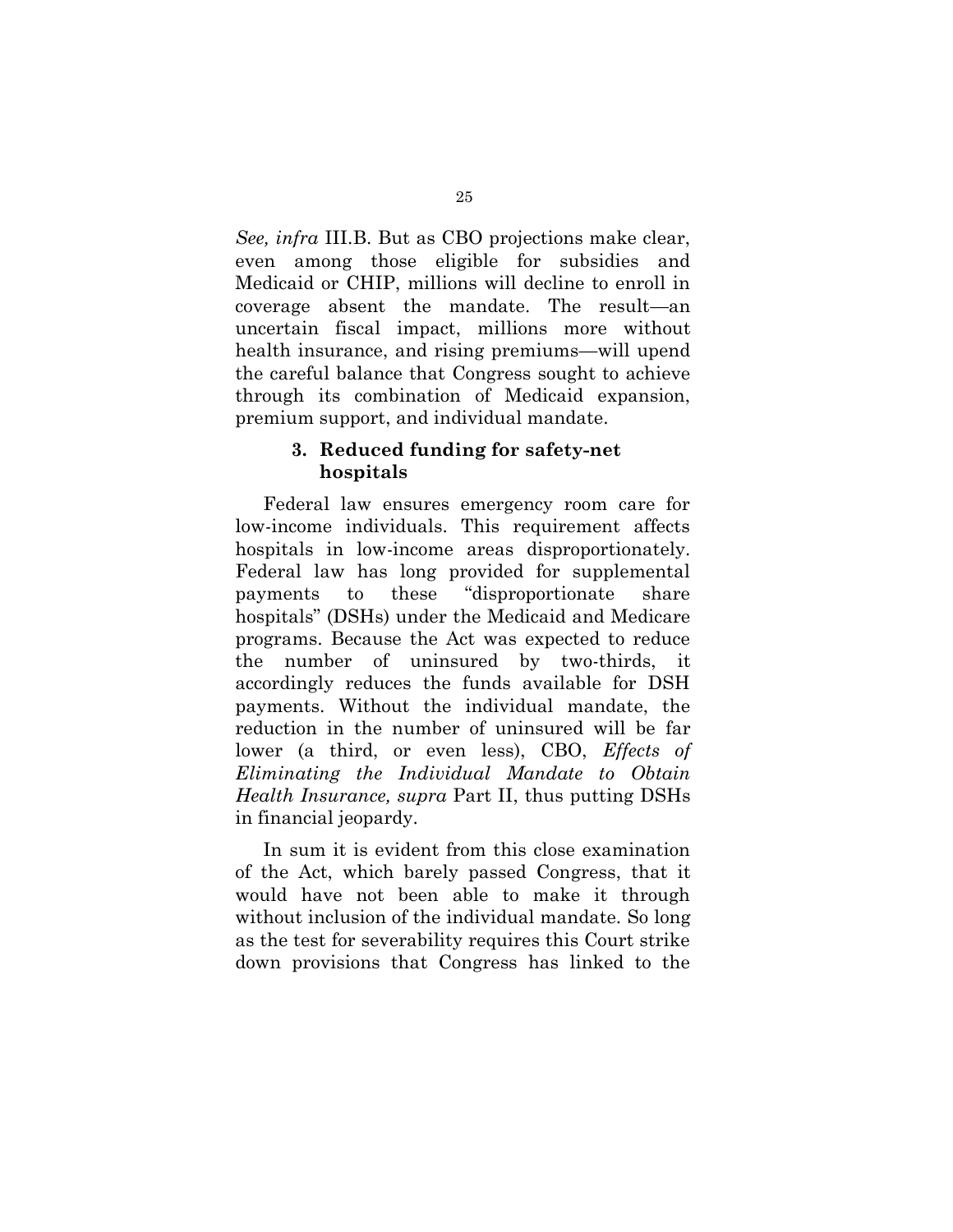*See, infra* III.B. But as CBO projections make clear, even among those eligible for subsidies and Medicaid or CHIP, millions will decline to enroll in coverage absent the mandate. The result—an uncertain fiscal impact, millions more without health insurance, and rising premiums—will upend the careful balance that Congress sought to achieve through its combination of Medicaid expansion, premium support, and individual mandate.

### 3. Reduced funding for safety-net hospitals

Federal law ensures emergency room care for low-income individuals. This requirement affects hospitals in low-income areas disproportionately. Federal law has long provided for supplemental payments to these "disproportionate share hospitals" (DSHs) under the Medicaid and Medicare programs. Because the Act was expected to reduce the number of uninsured by two-thirds, it accordingly reduces the funds available for DSH payments. Without the individual mandate, the reduction in the number of uninsured will be far lower (a third, or even less), CBO, *Effects of Eliminating the Individual Mandate to Obtain Health Insurance, supra* Part II, thus putting DSHs in financial jeopardy.

In sum it is evident from this close examination of the Act, which barely passed Congress, that it would have not been able to make it through without inclusion of the individual mandate. So long as the test for severability requires this Court strike down provisions that Congress has linked to the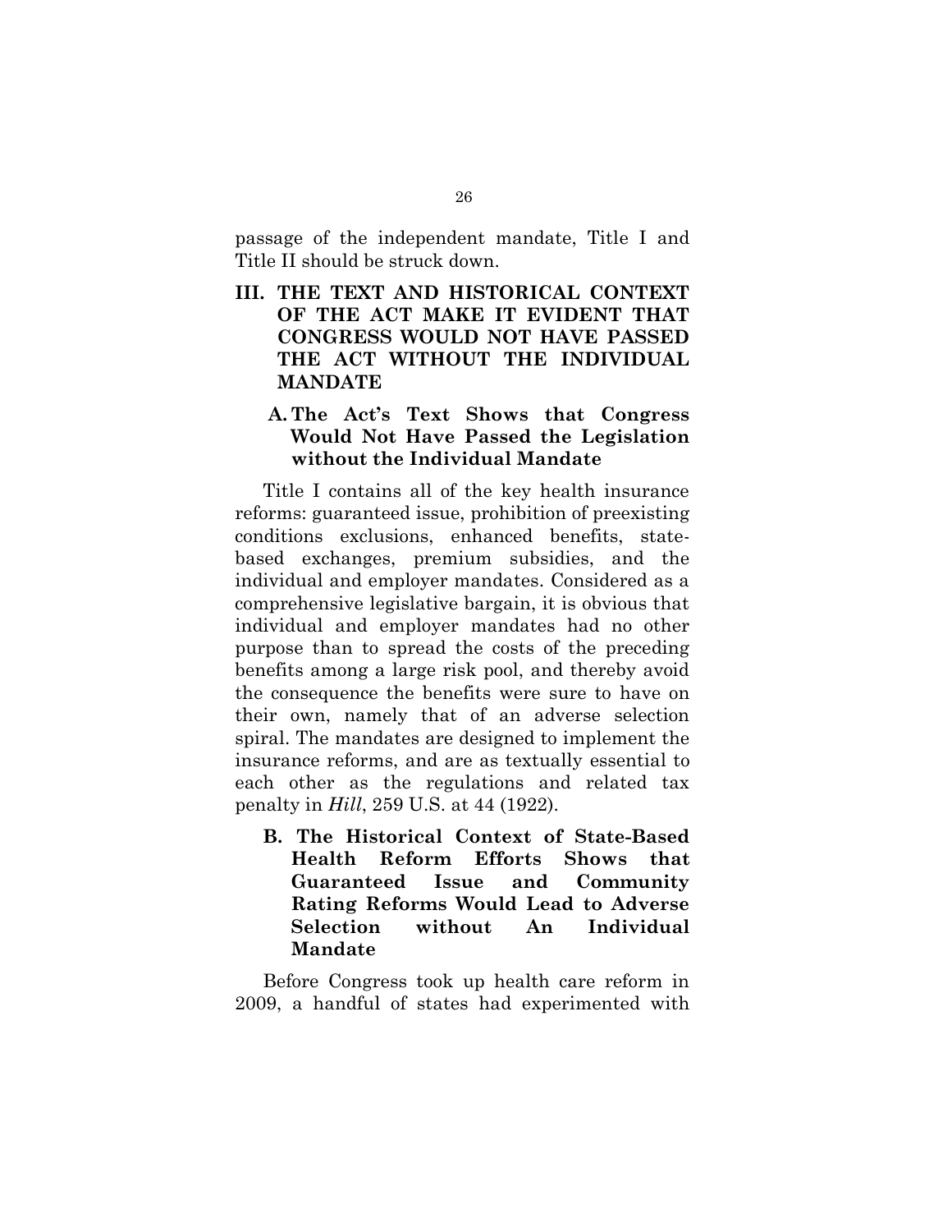passage of the independent mandate, Title I and Title II should be struck down.

## III. THE TEXT AND HISTORICAL CONTEXT OF THE ACT MAKE IT EVIDENT THAT CONGRESS WOULD NOT HAVE PASSED THE ACT WITHOUT THE INDIVIDUAL MANDATE

### A. The Act's Text Shows that Congress Would Not Have Passed the Legislation without the Individual Mandate

Title I contains all of the key health insurance reforms: guaranteed issue, prohibition of preexisting conditions exclusions, enhanced benefits, state-based exchanges, premium subsidies, and the individual and employer mandates. Considered as a comprehensive legislative bargain, it is obvious that individual and employer mandates had no other purpose than to spread the costs of the preceding benefits among a large risk pool, and thereby avoid the consequence the benefits were sure to have on their own, namely that of an adverse selection spiral. The mandates are designed to implement the insurance reforms, and are as textually essential to each other as the regulations and related tax penalty in *Hill*, 259 U.S. at 44 (1922).

### B. The Historical Context of State-Based Health Reform Efforts Shows that Guaranteed Issue and Community Rating Reforms Would Lead to Adverse Selection without An Individual Mandate

Before Congress took up health care reform in 2009, a handful of states had experimented with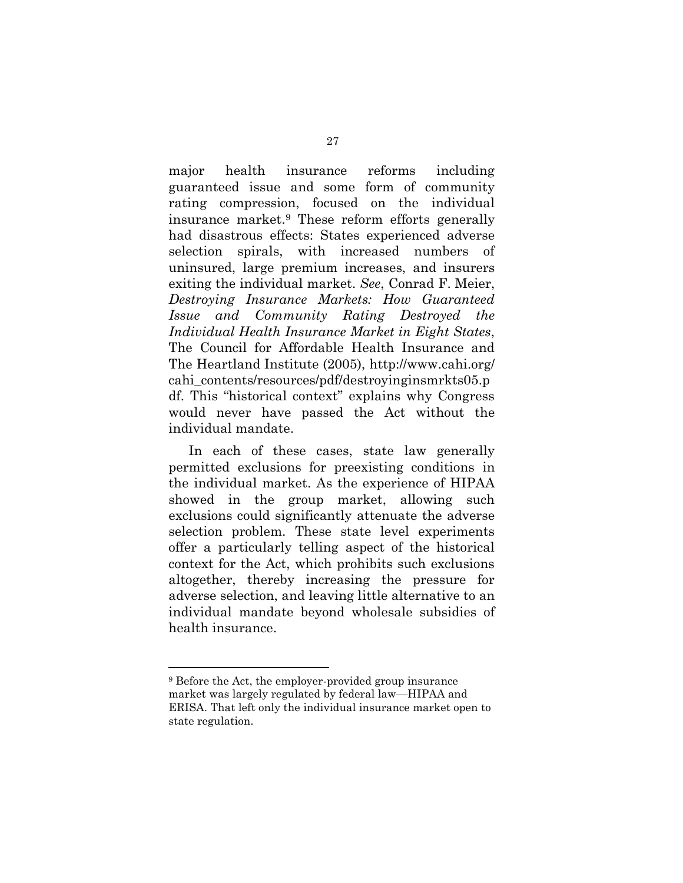major health insurance reforms including guaranteed issue and some form of community rating compression, focused on the individual insurance market.[9] These reform efforts generally had disastrous effects: States experienced adverse selection spirals, with increased numbers of uninsured, large premium increases, and insurers exiting the individual market. *See*, Conrad F. Meier, *Destroying Insurance Markets: How Guaranteed Issue and Community Rating Destroyed the Individual Health Insurance Market in Eight States*, The Council for Affordable Health Insurance and The Heartland Institute (2005), http://www.cahi.org/cahi_contents/resources/pdf/destroyinginsmrkts05.pdf. This "historical context" explains why Congress would never have passed the Act without the individual mandate.

In each of these cases, state law generally permitted exclusions for preexisting conditions in the individual market. As the experience of HIPAA showed in the group market, allowing such exclusions could significantly attenuate the adverse selection problem. These state level experiments offer a particularly telling aspect of the historical context for the Act, which prohibits such exclusions altogether, thereby increasing the pressure for adverse selection, and leaving little alternative to an individual mandate beyond wholesale subsidies of health insurance.

---

[9] Before the Act, the employer-provided group insurance market was largely regulated by federal law—HIPAA and ERISA. That left only the individual insurance market open to state regulation.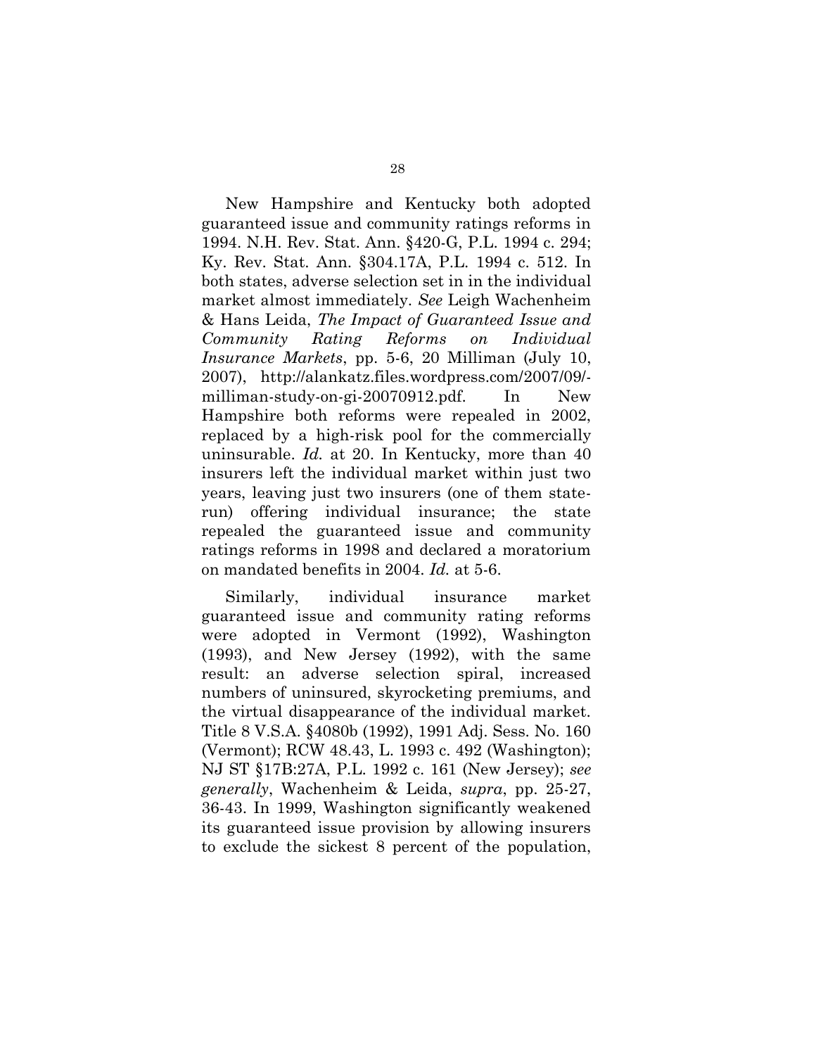New Hampshire and Kentucky both adopted guaranteed issue and community ratings reforms in 1994. N.H. Rev. Stat. Ann. §420-G, P.L. 1994 c. 294; Ky. Rev. Stat. Ann. §304.17A, P.L. 1994 c. 512. In both states, adverse selection set in in the individual market almost immediately. *See* Leigh Wachenheim & Hans Leida, *The Impact of Guaranteed Issue and Community Rating Reforms on Individual Insurance Markets*, pp. 5-6, 20 Milliman (July 10, 2007), http://alankatz.files.wordpress.com/2007/09/-milliman-study-on-gi-20070912.pdf. In New Hampshire both reforms were repealed in 2002, replaced by a high-risk pool for the commercially uninsurable. *Id.* at 20. In Kentucky, more than 40 insurers left the individual market within just two years, leaving just two insurers (one of them state-run) offering individual insurance; the state repealed the guaranteed issue and community ratings reforms in 1998 and declared a moratorium on mandated benefits in 2004. *Id.* at 5-6.

Similarly, individual insurance market guaranteed issue and community rating reforms were adopted in Vermont (1992), Washington (1993), and New Jersey (1992), with the same result: an adverse selection spiral, increased numbers of uninsured, skyrocketing premiums, and the virtual disappearance of the individual market. Title 8 V.S.A. §4080b (1992), 1991 Adj. Sess. No. 160 (Vermont); RCW 48.43, L. 1993 c. 492 (Washington); NJ ST §17B:27A, P.L. 1992 c. 161 (New Jersey); *see generally*, Wachenheim & Leida, *supra*, pp. 25-27, 36-43. In 1999, Washington significantly weakened its guaranteed issue provision by allowing insurers to exclude the sickest 8 percent of the population,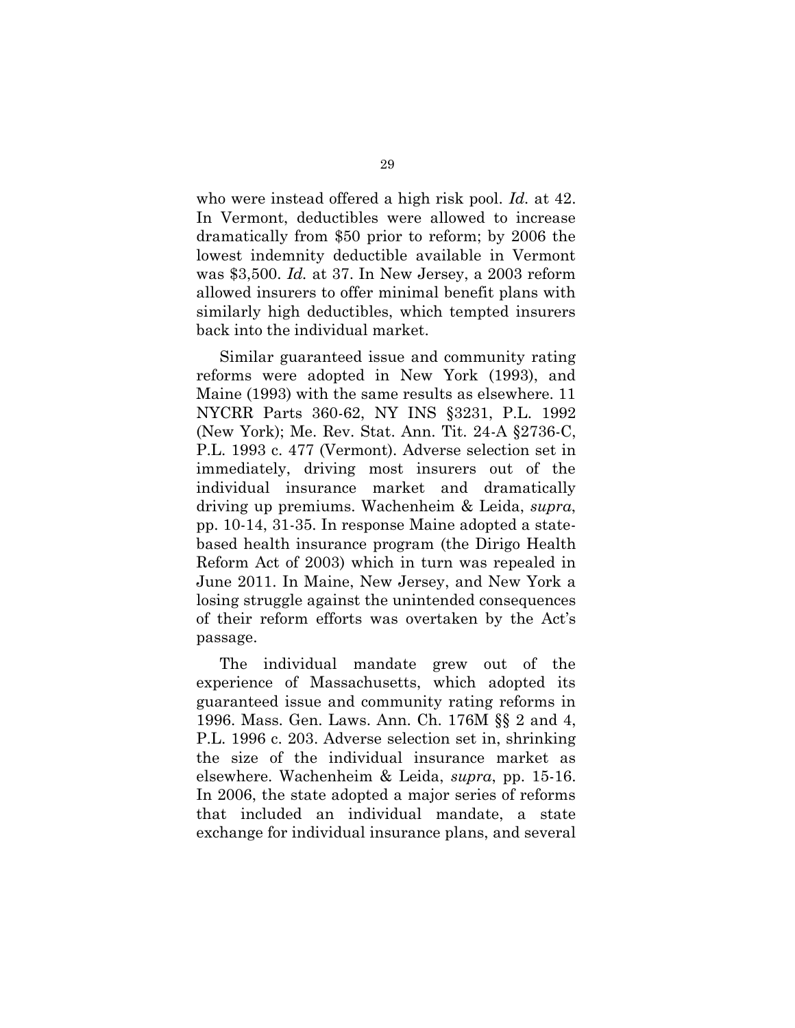who were instead offered a high risk pool. *Id.* at 42. In Vermont, deductibles were allowed to increase dramatically from $50 prior to reform; by 2006 the lowest indemnity deductible available in Vermont was $3,500. *Id.* at 37. In New Jersey, a 2003 reform allowed insurers to offer minimal benefit plans with similarly high deductibles, which tempted insurers back into the individual market.

Similar guaranteed issue and community rating reforms were adopted in New York (1993), and Maine (1993) with the same results as elsewhere. 11 NYCRR Parts 360-62, NY INS §3231, P.L. 1992 (New York); Me. Rev. Stat. Ann. Tit. 24-A §2736-C, P.L. 1993 c. 477 (Vermont). Adverse selection set in immediately, driving most insurers out of the individual insurance market and dramatically driving up premiums. Wachenheim & Leida, *supra*, pp. 10-14, 31-35. In response Maine adopted a state-based health insurance program (the Dirigo Health Reform Act of 2003) which in turn was repealed in June 2011. In Maine, New Jersey, and New York a losing struggle against the unintended consequences of their reform efforts was overtaken by the Act's passage.

The individual mandate grew out of the experience of Massachusetts, which adopted its guaranteed issue and community rating reforms in 1996. Mass. Gen. Laws. Ann. Ch. 176M §§ 2 and 4, P.L. 1996 c. 203. Adverse selection set in, shrinking the size of the individual insurance market as elsewhere. Wachenheim & Leida, *supra*, pp. 15-16. In 2006, the state adopted a major series of reforms that included an individual mandate, a state exchange for individual insurance plans, and several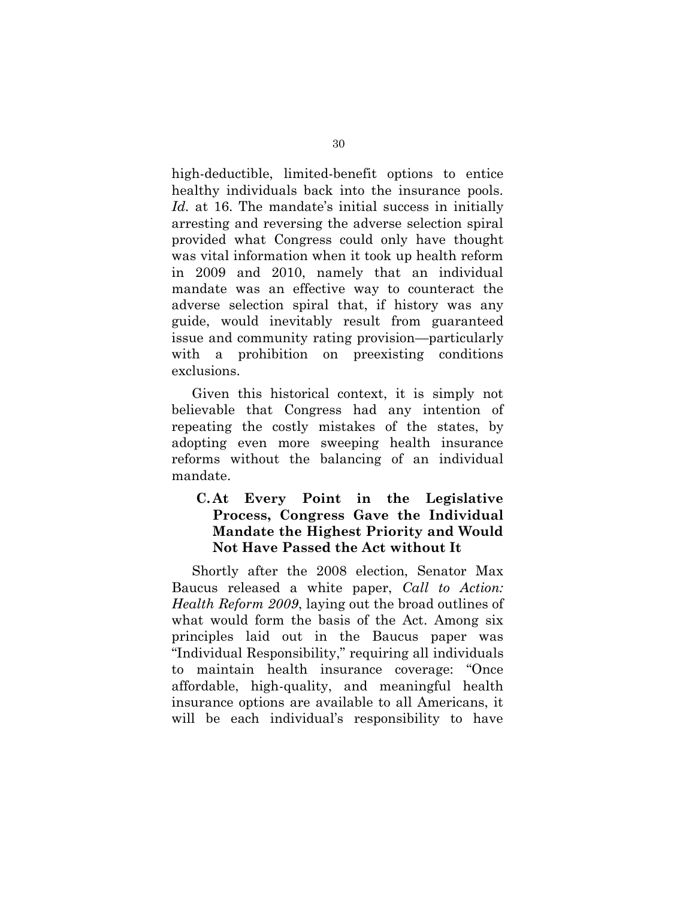high-deductible, limited-benefit options to entice healthy individuals back into the insurance pools. *Id.* at 16. The mandate's initial success in initially arresting and reversing the adverse selection spiral provided what Congress could only have thought was vital information when it took up health reform in 2009 and 2010, namely that an individual mandate was an effective way to counteract the adverse selection spiral that, if history was any guide, would inevitably result from guaranteed issue and community rating provision—particularly with a prohibition on preexisting conditions exclusions.

Given this historical context, it is simply not believable that Congress had any intention of repeating the costly mistakes of the states, by adopting even more sweeping health insurance reforms without the balancing of an individual mandate.

### C. At Every Point in the Legislative Process, Congress Gave the Individual Mandate the Highest Priority and Would Not Have Passed the Act without It

Shortly after the 2008 election, Senator Max Baucus released a white paper, *Call to Action: Health Reform 2009*, laying out the broad outlines of what would form the basis of the Act. Among six principles laid out in the Baucus paper was "Individual Responsibility," requiring all individuals to maintain health insurance coverage: "Once affordable, high-quality, and meaningful health insurance options are available to all Americans, it will be each individual's responsibility to have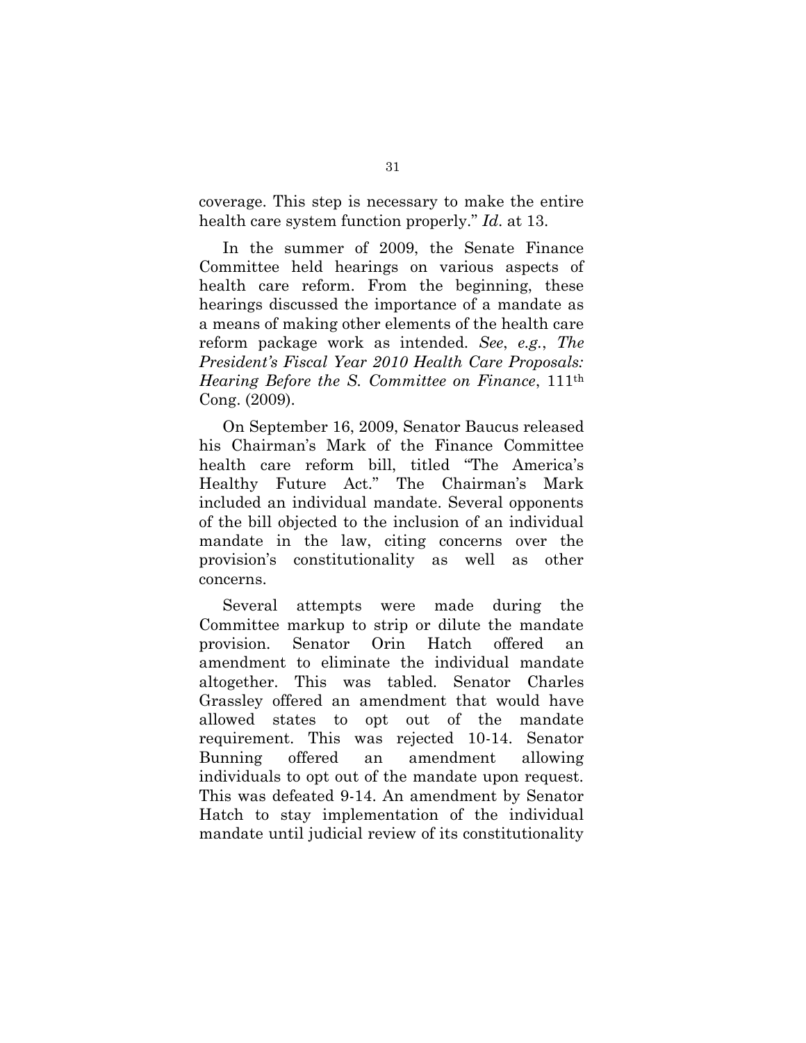coverage. This step is necessary to make the entire health care system function properly." *Id*. at 13.

In the summer of 2009, the Senate Finance Committee held hearings on various aspects of health care reform. From the beginning, these hearings discussed the importance of a mandate as a means of making other elements of the health care reform package work as intended. *See*, *e.g.*, *The President's Fiscal Year 2010 Health Care Proposals: Hearing Before the S. Committee on Finance*, 111th Cong. (2009).

On September 16, 2009, Senator Baucus released his Chairman's Mark of the Finance Committee health care reform bill, titled "The America's Healthy Future Act." The Chairman's Mark included an individual mandate. Several opponents of the bill objected to the inclusion of an individual mandate in the law, citing concerns over the provision's constitutionality as well as other concerns.

Several attempts were made during the Committee markup to strip or dilute the mandate provision. Senator Orin Hatch offered an amendment to eliminate the individual mandate altogether. This was tabled. Senator Charles Grassley offered an amendment that would have allowed states to opt out of the mandate requirement. This was rejected 10-14. Senator Bunning offered an amendment allowing individuals to opt out of the mandate upon request. This was defeated 9-14. An amendment by Senator Hatch to stay implementation of the individual mandate until judicial review of its constitutionality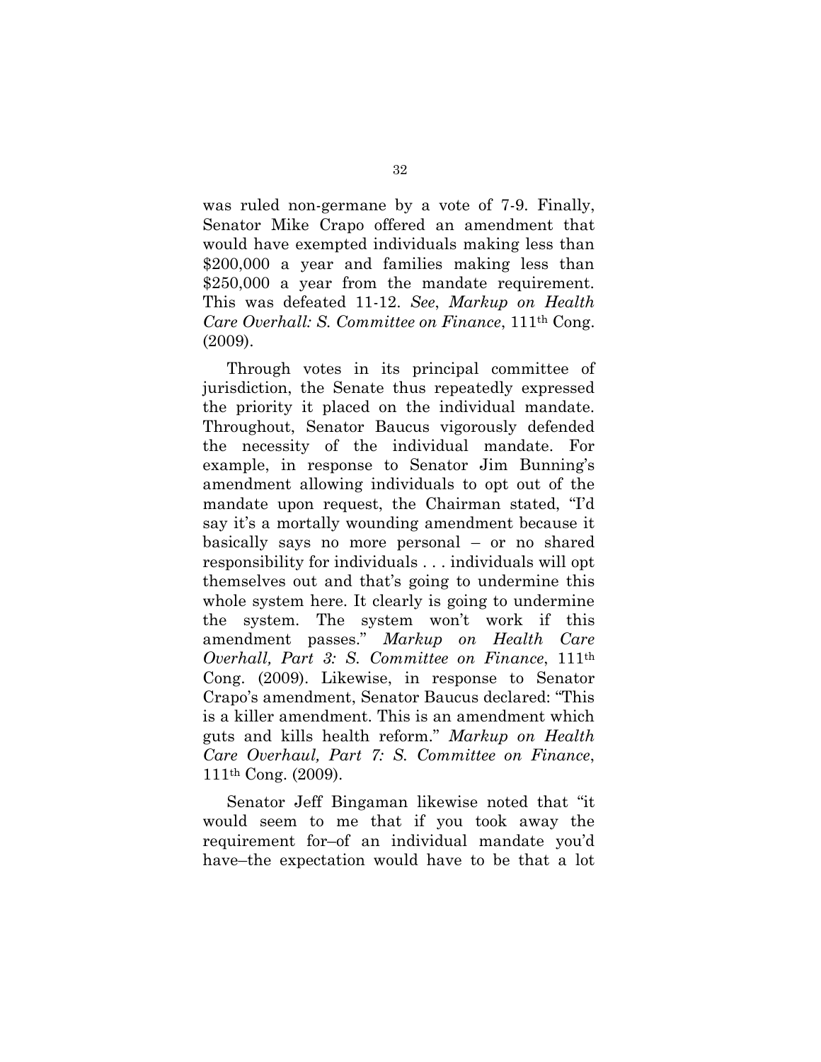was ruled non-germane by a vote of 7-9. Finally, Senator Mike Crapo offered an amendment that would have exempted individuals making less than $200,000 a year and families making less than $250,000 a year from the mandate requirement. This was defeated 11-12. *See*, *Markup on Health Care Overhall: S. Committee on Finance*, 111th Cong. (2009).

Through votes in its principal committee of jurisdiction, the Senate thus repeatedly expressed the priority it placed on the individual mandate. Throughout, Senator Baucus vigorously defended the necessity of the individual mandate. For example, in response to Senator Jim Bunning's amendment allowing individuals to opt out of the mandate upon request, the Chairman stated, "I'd say it's a mortally wounding amendment because it basically says no more personal – or no shared responsibility for individuals . . . individuals will opt themselves out and that's going to undermine this whole system here. It clearly is going to undermine the system. The system won't work if this amendment passes." *Markup on Health Care Overhall, Part 3: S. Committee on Finance*, 111th Cong. (2009). Likewise, in response to Senator Crapo's amendment, Senator Baucus declared: "This is a killer amendment. This is an amendment which guts and kills health reform." *Markup on Health Care Overhaul, Part 7: S. Committee on Finance*, 111th Cong. (2009).

Senator Jeff Bingaman likewise noted that "it would seem to me that if you took away the requirement for–of an individual mandate you'd have–the expectation would have to be that a lot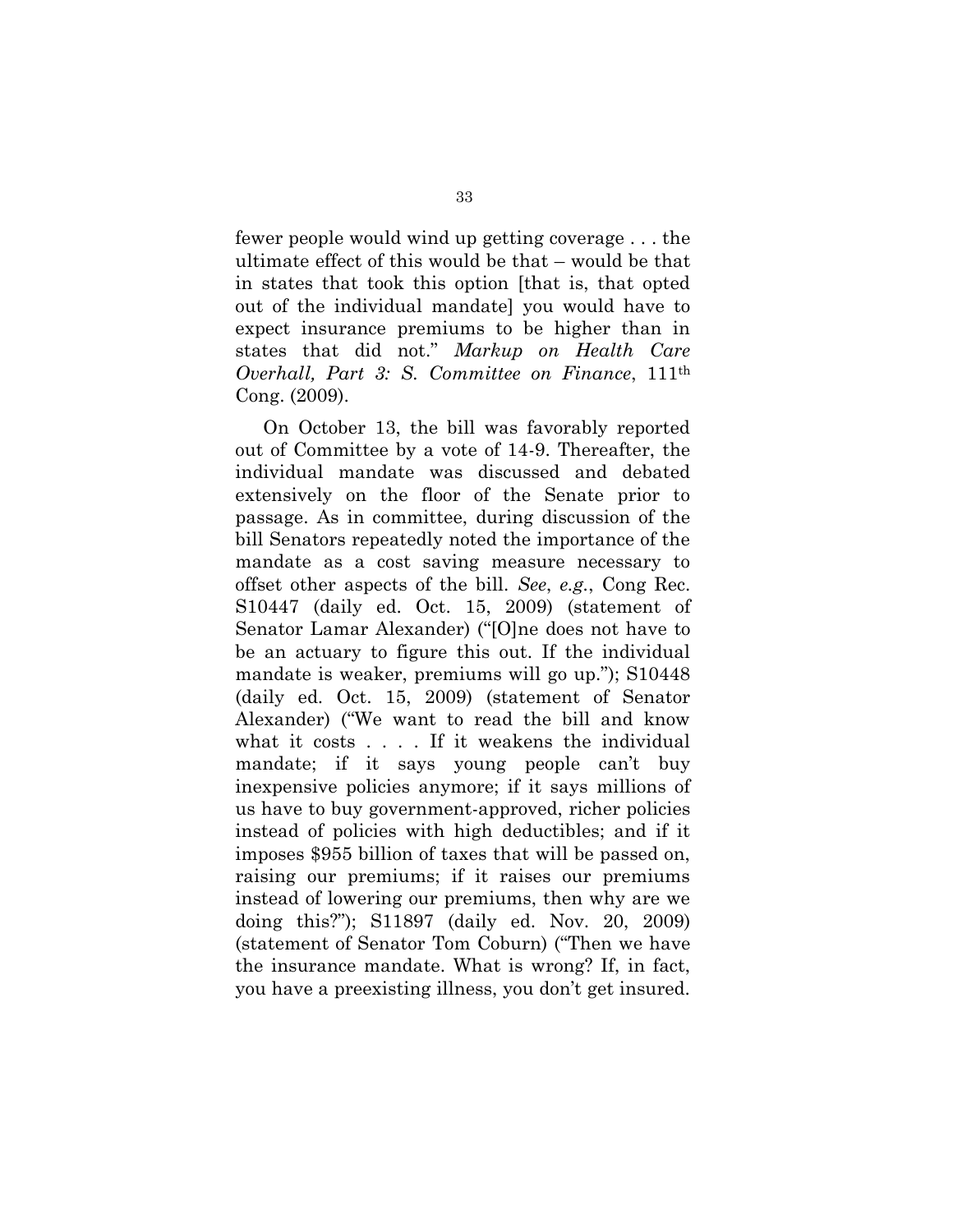fewer people would wind up getting coverage . . . the ultimate effect of this would be that – would be that in states that took this option [that is, that opted out of the individual mandate] you would have to expect insurance premiums to be higher than in states that did not." *Markup on Health Care Overhall, Part 3: S. Committee on Finance*, 111th Cong. (2009).

On October 13, the bill was favorably reported out of Committee by a vote of 14-9. Thereafter, the individual mandate was discussed and debated extensively on the floor of the Senate prior to passage. As in committee, during discussion of the bill Senators repeatedly noted the importance of the mandate as a cost saving measure necessary to offset other aspects of the bill. *See*, *e.g.*, Cong Rec. S10447 (daily ed. Oct. 15, 2009) (statement of Senator Lamar Alexander) ("[O]ne does not have to be an actuary to figure this out. If the individual mandate is weaker, premiums will go up."); S10448 (daily ed. Oct. 15, 2009) (statement of Senator Alexander) ("We want to read the bill and know what it costs . . . . If it weakens the individual mandate; if it says young people can't buy inexpensive policies anymore; if it says millions of us have to buy government-approved, richer policies instead of policies with high deductibles; and if it imposes $955 billion of taxes that will be passed on, raising our premiums; if it raises our premiums instead of lowering our premiums, then why are we doing this?"); S11897 (daily ed. Nov. 20, 2009) (statement of Senator Tom Coburn) ("Then we have the insurance mandate. What is wrong? If, in fact, you have a preexisting illness, you don't get insured.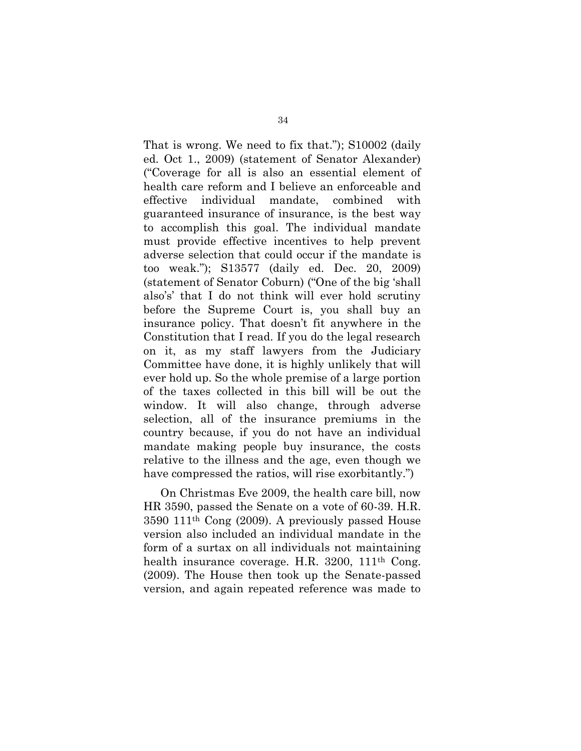That is wrong. We need to fix that."); S10002 (daily ed. Oct 1., 2009) (statement of Senator Alexander) ("Coverage for all is also an essential element of health care reform and I believe an enforceable and effective individual mandate, combined with guaranteed insurance of insurance, is the best way to accomplish this goal. The individual mandate must provide effective incentives to help prevent adverse selection that could occur if the mandate is too weak."); S13577 (daily ed. Dec. 20, 2009) (statement of Senator Coburn) ("One of the big 'shall also's' that I do not think will ever hold scrutiny before the Supreme Court is, you shall buy an insurance policy. That doesn't fit anywhere in the Constitution that I read. If you do the legal research on it, as my staff lawyers from the Judiciary Committee have done, it is highly unlikely that will ever hold up. So the whole premise of a large portion of the taxes collected in this bill will be out the window. It will also change, through adverse selection, all of the insurance premiums in the country because, if you do not have an individual mandate making people buy insurance, the costs relative to the illness and the age, even though we have compressed the ratios, will rise exorbitantly.")

On Christmas Eve 2009, the health care bill, now HR 3590, passed the Senate on a vote of 60-39. H.R. 3590 111th Cong (2009). A previously passed House version also included an individual mandate in the form of a surtax on all individuals not maintaining health insurance coverage. H.R. 3200, 111th Cong. (2009). The House then took up the Senate-passed version, and again repeated reference was made to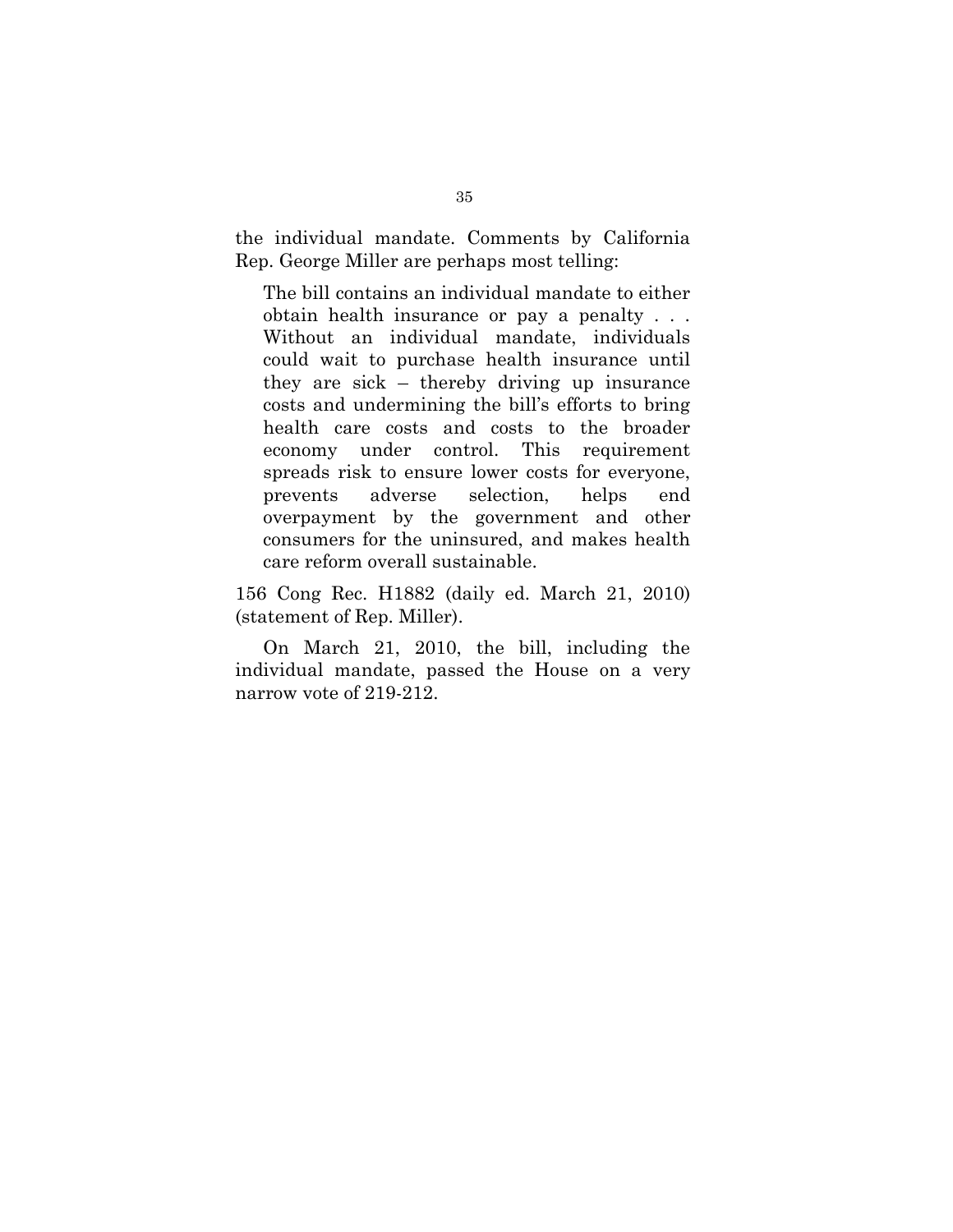the individual mandate. Comments by California Rep. George Miller are perhaps most telling:

> The bill contains an individual mandate to either obtain health insurance or pay a penalty . . . Without an individual mandate, individuals could wait to purchase health insurance until they are sick – thereby driving up insurance costs and undermining the bill's efforts to bring health care costs and costs to the broader economy under control. This requirement spreads risk to ensure lower costs for everyone, prevents adverse selection, helps end overpayment by the government and other consumers for the uninsured, and makes health care reform overall sustainable.

156 Cong Rec. H1882 (daily ed. March 21, 2010) (statement of Rep. Miller).

On March 21, 2010, the bill, including the individual mandate, passed the House on a very narrow vote of 219-212.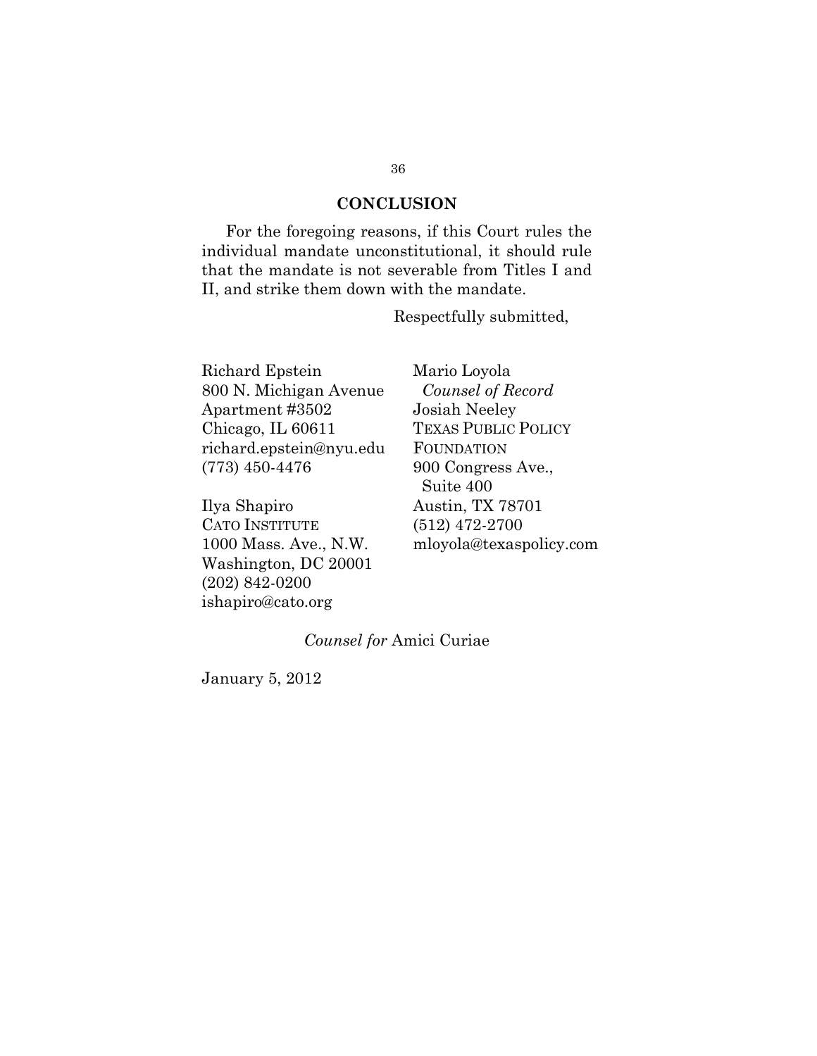## CONCLUSION

For the foregoing reasons, if this Court rules the individual mandate unconstitutional, it should rule that the mandate is not severable from Titles I and II, and strike them down with the mandate.

Respectfully submitted,

Richard Epstein
800 N. Michigan Avenue
Apartment #3502
Chicago, IL 60611
richard.epstein@nyu.edu
(773) 450-4476

Ilya Shapiro
CATO INSTITUTE
1000 Mass. Ave., N.W.
Washington, DC 20001
(202) 842-0200
ishapiro@cato.org

Mario Loyola
*Counsel of Record*
Josiah Neeley
TEXAS PUBLIC POLICY FOUNDATION
900 Congress Ave., Suite 400
Austin, TX 78701
(512) 472-2700
mloyola@texaspolicy.com

*Counsel for* Amici Curiae

January 5, 2012